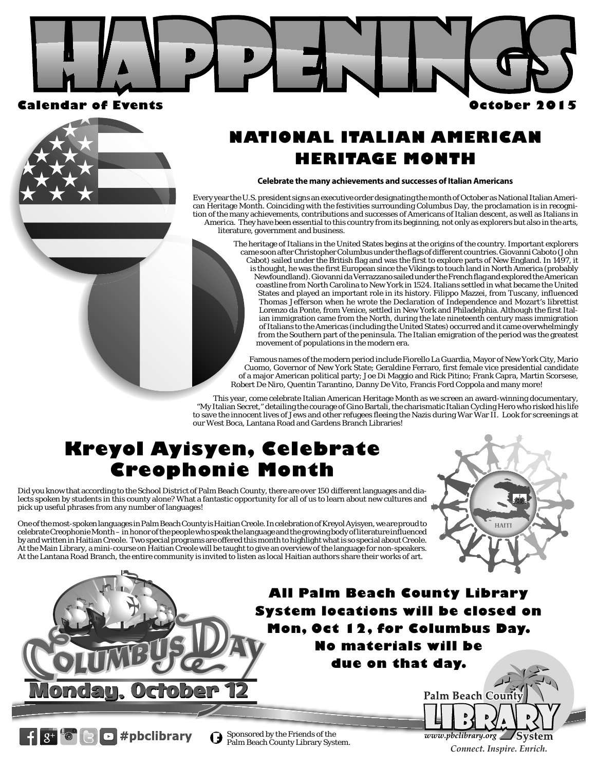# HAPPENINGS

**Calendar of Events** **October 2015**

## NATIONAL ITALIAN AMERICAN HERITAGE MONTH

**Celebrate the many achievements and successes of Italian Americans**

Every year the U.S. president signs an executive order designating the month of October as National Italian American Heritage Month. Coinciding with the festivities surrounding Columbus Day, the proclamation is in recognition of the many achievements, contributions and successes of Americans of Italian descent, as well as Italians in America. They have been essential to this country from its beginning, not only as explorers but also in the arts, literature, government and business.

The heritage of Italians in the United States begins at the origins of the country. Important explorers came soon after Christopher Columbus under the flags of different countries. Giovanni Caboto (John Cabot) sailed under the British flag and was the first to explore parts of New England. In 1497, it is thought, he was the first European since the Vikings to touch land in North America (probably Newfoundland). Giovanni da Verrazzano sailed under the French flag and explored the American coastline from North Carolina to New York in 1524. Italians settled in what became the United States and played an important role in its history. Filippo Mazzei, from Tuscany, influenced Thomas Jefferson when he wrote the Declaration of Independence and Mozart's librettist Lorenzo da Ponte, from Venice, settled in New York and Philadelphia. Although the first Italian immigration came from the North, during the late nineteenth century mass immigration of Italians to the Americas (including the United States) occurred and it came overwhelmingly from the Southern part of the peninsula. The Italian emigration of the period was the greatest movement of populations in the modern era.

Famous names of the modern period include Fiorello La Guardia, Mayor of New York City, Mario Cuomo, Governor of New York State; Geraldine Ferraro, first female vice presidential candidate of a major American political party; Joe Di Maggio and Rick Pitino; Frank Capra, Martin Scorsese, Robert De Niro, Quentin Tarantino, Danny De Vito, Francis Ford Coppola and many more!

This year, come celebrate Italian American Heritage Month as we screen an award-winning documentary, "My Italian Secret," detailing the courage of Gino Bartali, the charismatic Italian Cycling Hero who risked his life to save the innocent lives of Jews and other refugees fleeing the Nazis during War War II. Look for screenings at our West Boca, Lantana Road and Gardens Branch Libraries!

## Kreyol Ayisyen, Celebrate Creophonie Month

Did you know that according to the School District of Palm Beach County, there are over 150 different languages and dialects spoken by students in this county alone? What a fantastic opportunity for all of us to learn about new cultures and pick up useful phrases from any number of languages!

One of the most-spoken languages in Palm Beach County is Haitian Creole. In celebration of Kreyol Ayisyen, we are proud to celebrate Creophonie Month – in honor of the people who speak the language and the growing body of literature influenced by and written in Haitian Creole. Two special programs are offered this month to highlight what is so special about Creole. At the Main Library, a mini-course on Haitian Creole will be taught to give an overview of the language for non-speakers. At the Lantana Road Branch, the entire community is invited to listen as local Haitian authors share their works of art.

**Columbus Day**

**Monday, October 12**

**All Palm Beach County Library System locations will be closed on Mon, Oct 12, for Columbus Day. No materials will be due on that day.**

#pbclibrary

Sponsored by the Friends of the Palm Beach County Library System.

Palm Beach County Library System
www.pbclibrary.org
*Connect. Inspire. Enrich.*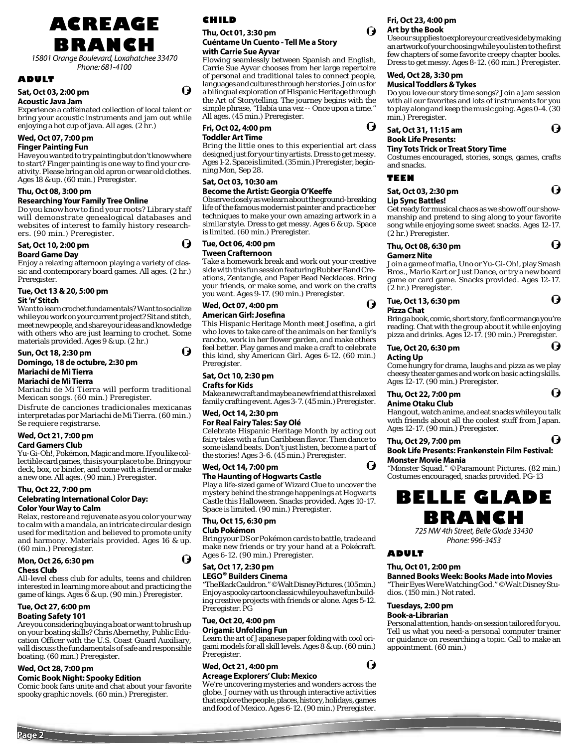# ACREAGE BRANCH

*15801 Orange Boulevard, Loxahatchee 33470*
*Phone: 681-4100*

## ADULT

**Sat, Oct 03, 2:00 pm**
**Acoustic Java Jam**
Experience a caffeinated collection of local talent or bring your acoustic instruments and jam out while enjoying a hot cup of java. All ages. (2 hr.)

**Wed, Oct 07, 7:00 pm**
**Finger Painting Fun**
Have you wanted to try painting but don't know where to start? Finger painting is one way to find your creativity. Please bring an old apron or wear old clothes. Ages 18 & up. (60 min.) Preregister.

**Thu, Oct 08, 3:00 pm**
**Researching Your Family Tree Online**
Do you know how to find your roots? Library staff will demonstrate genealogical databases and websites of interest to family history researchers. (90 min.) Preregister.

**Sat, Oct 10, 2:00 pm**
**Board Game Day**
Enjoy a relaxing afternoon playing a variety of classic and contemporary board games. All ages. (2 hr.) Preregister.

**Tue, Oct 13 & 20, 5:00 pm**
**Sit 'n' Stitch**
Want to learn crochet fundamentals? Want to socialize while you work on your current project? Sit and stitch, meet new people, and share your ideas and knowledge with others who are just learning to crochet. Some materials provided. Ages 9 & up. (2 hr.)

**Sun, Oct 18, 2:30 pm**
**Domingo, 18 de octubre, 2:30 pm**
**Mariachi de Mi Tierra**
**Mariachi de Mi Tierra**
Mariachi de Mi Tierra will perform traditional Mexican songs. (60 min.) Preregister.

Disfrute de canciones tradicionales mexicanas interpretadas por Mariachi de Mi Tierra. (60 min.) Se requiere registrarse.

**Wed, Oct 21, 7:00 pm**
**Card Gamers Club**
Yu-Gi-Oh!, Pokémon, Magic and more. If you like collectible card games, this is your place to be. Bring your deck, box, or binder, and come with a friend or make a new one. All ages. (90 min.) Preregister.

**Thu, Oct 22, 7:00 pm**
**Celebrating International Color Day: Color Your Way to Calm**
Relax, restore and rejuvenate as you color your way to calm with a mandala, an intricate circular design used for meditation and believed to promote unity and harmony. Materials provided. Ages 16 & up. (60 min.) Preregister.

**Mon, Oct 26, 6:30 pm**
**Chess Club**
All-level chess club for adults, teens and children interested in learning more about and practicing the game of kings. Ages 6 & up. (90 min.) Preregister.

**Tue, Oct 27, 6:00 pm**
**Boating Safety 101**
Are you considering buying a boat or want to brush up on your boating skills? Chris Abernethy, Public Education Officer with the U.S. Coast Guard Auxiliary, will discuss the fundamentals of safe and responsible boating. (60 min.) Preregister.

**Wed, Oct 28, 7:00 pm**
**Comic Book Night: Spooky Edition**
Comic book fans unite and chat about your favorite spooky graphic novels. (60 min.) Preregister.

## CHILD

**Thu, Oct 01, 3:30 pm**
**Cuéntame Un Cuento - Tell Me a Story with Carrie Sue Ayvar**
Flowing seamlessly between Spanish and English, Carrie Sue Ayvar chooses from her large repertoire of personal and traditional tales to connect people, languages and cultures through her stories. Join us for a bilingual exploration of Hispanic Heritage through the Art of Storytelling. The journey begins with the simple phrase, "Había una vez -- Once upon a time." All ages. (45 min.) Preregister.

**Fri, Oct 02, 4:00 pm**
**Toddler Art Time**
Bring the little ones to this experiential art class designed just for your tiny artists. Dress to get messy. Ages 1-2. Space is limited. (35 min.) Preregister, beginning Mon, Sep 28.

**Sat, Oct 03, 10:30 am**
**Become the Artist: Georgia O'Keeffe**
Observe closely as we learn about the ground-breaking life of the famous modernist painter and practice her techniques to make your own amazing artwork in a similar style. Dress to get messy. Ages 6 & up. Space is limited. (60 min.) Preregister.

**Tue, Oct 06, 4:00 pm**
**Tween Crafternoon**
Take a homework break and work out your creative side with this fun session featuring Rubber Band Creations, Zentangle, and Paper Bead Necklaces. Bring your friends, or make some, and work on the crafts you want. Ages 9-17. (90 min.) Preregister.

**Wed, Oct 07, 4:00 pm**
**American Girl: Josefina**
This Hispanic Heritage Month meet Josefina, a girl who loves to take care of the animals on her family's rancho, work in her flower garden, and make others feel better. Play games and make a craft to celebrate this kind, shy American Girl. Ages 6-12. (60 min.) Preregister.

**Sat, Oct 10, 2:30 pm**
**Crafts for Kids**
Make a new craft and maybe a new friend at this relaxed family crafting event. Ages 3-7. (45 min.) Preregister.

**Wed, Oct 14, 2:30 pm**
**For Real Fairy Tales: Say Olé**
Celebrate Hispanic Heritage Month by acting out fairy tales with a fun Caribbean flavor. Then dance to some island beats. Don't just listen, become a part of the stories! Ages 3-6. (45 min.) Preregister.

**Wed, Oct 14, 7:00 pm**
**The Haunting of Hogwarts Castle**
Play a life-sized game of Wizard Clue to uncover the mystery behind the strange happenings at Hogwarts Castle this Halloween. Snacks provided. Ages 10-17. Space is limited. (90 min.) Preregister.

**Thu, Oct 15, 6:30 pm**
**Club Pokémon**
Bring your DS or Pokémon cards to battle, trade and make new friends or try your hand at a Pokécraft. Ages 6-12. (90 min.) Preregister.

**Sat, Oct 17, 2:30 pm**
**LEGO® Builders Cinema**
"The Black Cauldron." © Walt Disney Pictures. (105 min.) Enjoy a spooky cartoon classic while you have fun building creative projects with friends or alone. Ages 5-12. Preregister. PG

**Tue, Oct 20, 4:00 pm**
**Origami: Unfolding Fun**
Learn the art of Japanese paper folding with cool origami models for all skill levels. Ages 8 & up. (60 min.) Preregister.

**Wed, Oct 21, 4:00 pm**
**Acreage Explorers' Club: Mexico**
We're uncovering mysteries and wonders across the globe. Journey with us through interactive activities that explore the people, places, history, holidays, games and food of Mexico. Ages 6-12. (90 min.) Preregister.

**Fri, Oct 23, 4:00 pm**
**Art by the Book**
Use our supplies to explore your creative side by making an artwork of your choosing while you listen to the first few chapters of some favorite creepy chapter books. Dress to get messy. Ages 8-12. (60 min.) Preregister.

**Wed, Oct 28, 3:30 pm**
**Musical Toddlers & Tykes**
Do you love our story time songs? Join a jam session with all our favorites and lots of instruments for you to play along and keep the music going. Ages 0-4. (30 min.) Preregister.

**Sat, Oct 31, 11:15 am**
**Book Life Presents: Tiny Tots Trick or Treat Story Time**
Costumes encouraged, stories, songs, games, crafts and snacks.

## TEEN

**Sat, Oct 03, 2:30 pm**
**Lip Sync Battles!**
Get ready for musical chaos as we show off our showmanship and pretend to sing along to your favorite song while enjoying some sweet snacks. Ages 12-17. (2 hr.) Preregister.

**Thu, Oct 08, 6:30 pm**
**Gamerz Nite**
Join a game of mafia, Uno or Yu-Gi-Oh!, play Smash Bros., Mario Kart or Just Dance, or try a new board game or card game. Snacks provided. Ages 12-17. (2 hr.) Preregister.

**Tue, Oct 13, 6:30 pm**
**Pizza Chat**
Bring a book, comic, short story, fanfic or manga you're reading. Chat with the group about it while enjoying pizza and drinks. Ages 12-17. (90 min.) Preregister.

**Tue, Oct 20, 6:30 pm**
**Acting Up**
Come hungry for drama, laughs and pizza as we play cheesy theater games and work on basic acting skills. Ages 12-17. (90 min.) Preregister.

**Thu, Oct 22, 7:00 pm**
**Anime Otaku Club**
Hang out, watch anime, and eat snacks while you talk with friends about all the coolest stuff from Japan. Ages 12-17. (90 min.) Preregister.

**Thu, Oct 29, 7:00 pm**
**Book Life Presents: Frankenstein Film Festival: Monster Movie Mania**
"Monster Squad." © Paramount Pictures. (82 min.) Costumes encouraged, snacks provided. PG-13

# BELLE GLADE BRANCH

*725 NW 4th Street, Belle Glade 33430*
*Phone: 996-3453*

## ADULT

**Thu, Oct 01, 2:00 pm**
**Banned Books Week: Books Made into Movies**
"Their Eyes Were Watching God." © Walt Disney Studios. (150 min.) Not rated.

**Tuesdays, 2:00 pm**
**Book-a-Librarian**
Personal attention, hands-on session tailored for you. Tell us what you need-a personal computer trainer or guidance on researching a topic. Call to make an appointment. (60 min.)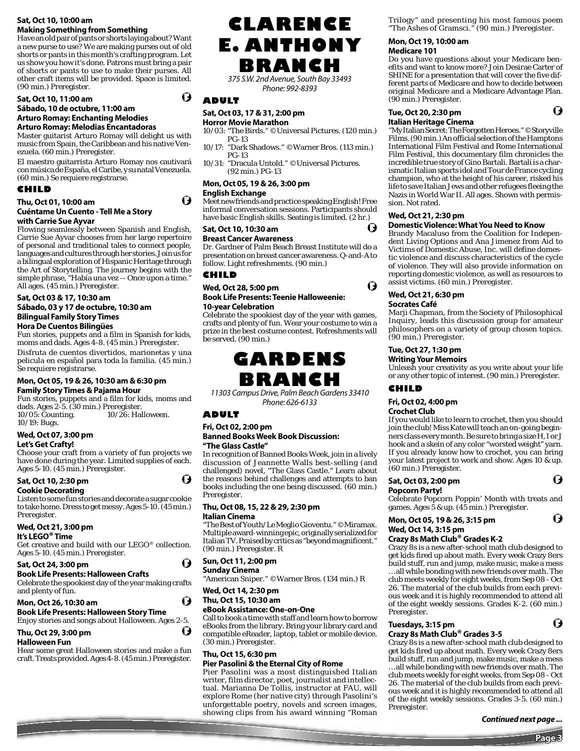**Sat, Oct 10, 10:00 am**
**Making Something from Something**

Have an old pair of pants or shorts laying about? Want a new purse to use? We are making purses out of old shorts or pants in this month's crafting program. Let us show you how it's done. Patrons must bring a pair of shorts or pants to use to make their purses. All other craft items will be provided. Space is limited. (90 min.) Preregister.

**Sat, Oct 10, 11:00 am**
**Sábado, 10 de octubre, 11:00 am**
**Arturo Romay: Enchanting Melodies**
**Arturo Romay: Melodias Encantadoras**

Master guitarist Arturo Romay will delight us with music from Spain, the Caribbean and his native Venezuela. (60 min.) Preregister.

El maestro guitarrista Arturo Romay nos cautivará con música de España, el Caribe, y su natal Venezuela. (60 min.) Se requiere registrarse.

### CHILD

**Thu, Oct 01, 10:00 am**
**Cuéntame Un Cuento - Tell Me a Story with Carrie Sue Ayvar**

Flowing seamlessly between Spanish and English, Carrie Sue Ayvar chooses from her large repertoire of personal and traditional tales to connect people, languages and cultures through her stories. Join us for a bilingual exploration of Hispanic Heritage through the Art of Storytelling. The journey begins with the simple phrase, "Había una vez -- Once upon a time." All ages. (45 min.) Preregister.

**Sat, Oct 03 & 17, 10:30 am**
**Sábado, 03 y 17 de octubre, 10:30 am**
**Bilingual Family Story Times**
**Hora De Cuentos Bilingües**

Fun stories, puppets and a film in Spanish for kids, moms and dads. Ages 4-8. (45 min.) Preregister.

Disfruta de cuentos divertidos, marionetas y una pelicula en español para toda la familia. (45 min.) Se requiere registrarse.

**Mon, Oct 05, 19 & 26, 10:30 am & 6:30 pm**
**Family Story Times & Pajama Hour**

Fun stories, puppets and a film for kids, moms and dads. Ages 2-5. (30 min.) Preregister.
10/05: Counting.
10/19: Bugs.
10/26: Halloween.

**Wed, Oct 07, 3:00 pm**
**Let's Get Crafty!**

Choose your craft from a variety of fun projects we have done during the year. Limited supplies of each. Ages 5-10. (45 min.) Preregister.

**Sat, Oct 10, 2:30 pm**
**Cookie Decorating**

Listen to some fun stories and decorate a sugar cookie to take home. Dress to get messy. Ages 5-10. (45 min.) Preregister.

**Wed, Oct 21, 3:00 pm**
**It's LEGO® Time**

Get creative and build with our LEGO® collection. Ages 5-10. (45 min.) Preregister.

**Sat, Oct 24, 3:00 pm**
**Book Life Presents: Halloween Crafts**

Celebrate the spookiest day of the year making crafts and plenty of fun.

**Mon, Oct 26, 10:30 am**
**Book Life Presents: Halloween Story Time**

Enjoy stories and songs about Halloween. Ages 2-5.

**Thu, Oct 29, 3:00 pm**
**Halloween Fun**

Hear some great Halloween stories and make a fun craft. Treats provided. Ages 4-8. (45 min.) Preregister.

# CLARENCE E. ANTHONY BRANCH

*375 S.W. 2nd Avenue, South Bay 33493*
*Phone: 992-8393*

### ADULT

**Sat, Oct 03, 17 & 31, 2:00 pm**
**Horror Movie Marathon**

10/03: "The Birds." © Universal Pictures. (120 min.) PG-13
10/17: "Dark Shadows." © Warner Bros. (113 min.) PG-13
10/31: "Dracula Untold." © Universal Pictures. (92 min.) PG-13

**Mon, Oct 05, 19 & 26, 3:00 pm**
**English Exchange**

Meet new friends and practice speaking English! Free informal conversation sessions. Participants should have basic English skills. Seating is limited. (2 hr.)

**Sat, Oct 10, 10:30 am**
**Breast Cancer Awareness**

Dr. Gardner of Palm Beach Breast Institute will do a presentation on breast cancer awareness. Q-and-A to follow. Light refreshments. (90 min.)

### CHILD

**Wed, Oct 28, 5:00 pm**
**Book Life Presents: Teenie Halloweenie: 10-year Celebration**

Celebrate the spookiest day of the year with games, crafts and plenty of fun. Wear your costume to win a prize in the best costume contest. Refreshments will be served. (90 min.)

# GARDENS BRANCH

*11303 Campus Drive, Palm Beach Gardens 33410*
*Phone: 626-6133*

### ADULT

**Fri, Oct 02, 2:00 pm**
**Banned Books Week Book Discussion: "The Glass Castle"**

In recognition of Banned Books Week, join in a lively discussion of Jeannette Walls best-selling (and challenged) novel, "The Glass Castle." Learn about the reasons behind challenges and attempts to ban books including the one being discussed. (60 min.) Preregister.

**Thu, Oct 08, 15, 22 & 29, 2:30 pm**
**Italian Cinema**

"The Best of Youth/Le Meglio Gioventu." © Miramax. Multiple award-winning epic, originally serialized for Italian TV. Praised by critics as "beyond magnificent." (90 min.) Preregister. R

**Sun, Oct 11, 2:00 pm**
**Sunday Cinema**

"American Sniper." © Warner Bros. (134 min.) R

**Wed, Oct 14, 2:30 pm**
**Thu, Oct 15, 10:30 am**
**eBook Assistance: One-on-One**

Call to book a time with staff and learn how to borrow eBooks from the library. Bring your library card and compatible eReader, laptop, tablet or mobile device. (30 min.) Preregister.

**Thu, Oct 15, 6:30 pm**
**Pier Pasolini & the Eternal City of Rome**

Pier Pasolini was a most distinguished Italian writer, film director, poet, journalist and intellectual. Marianna De Tollis, instructor at FAU, will explore Rome (her native city) through Pasolini's unforgettable poetry, novels and screen images, showing clips from his award winning "Roman Trilogy" and presenting his most famous poem "The Ashes of Gramsci." (90 min.) Preregister.

**Mon, Oct 19, 10:00 am**
**Medicare 101**

Do you have questions about your Medicare benefits and want to know more? Join Desirae Carter of SHINE for a presentation that will cover the five different parts of Medicare and how to decide between original Medicare and a Medicare Advantage Plan. (90 min.) Preregister.

**Tue, Oct 20, 2:30 pm**
**Italian Heritage Cinema**

"My Italian Secret: The Forgotten Heroes." © Storyville Films. (90 min.) An official selection of the Hamptons International Film Festival and Rome International Film Festival, this documentary film chronicles the incredible true story of Gino Bartali. Bartali is a charismatic Italian sports idol and Tour de France cycling champion, who at the height of his career, risked his life to save Italian Jews and other refugees fleeing the Nazis in World War II. All ages. Shown with permission. Not rated.

**Wed, Oct 21, 2:30 pm**
**Domestic Violence: What You Need to Know**

Brandy Macaluso from the Coalition for Independent Living Options and Ana Jimenez from Aid to Victims of Domestic Abuse, Inc. will define domestic violence and discuss characteristics of the cycle of violence. They will also provide information on reporting domestic violence, as well as resources to assist victims. (60 min.) Preregister.

**Wed, Oct 21, 6:30 pm**
**Socrates Café**

Marji Chapman, from the Society of Philosophical Inquiry, leads this discussion group for amateur philosophers on a variety of group chosen topics. (90 min.) Preregister.

**Tue, Oct 27, 1:30 pm**
**Writing Your Memoirs**

Unleash your creativity as you write about your life or any other topic of interest. (90 min.) Preregister.

### CHILD

**Fri, Oct 02, 4:00 pm**
**Crochet Club**

If you would like to learn to crochet, then you should join the club! Miss Kate will teach an on-going beginners class every month. Be sure to bring a size H, I or J hook and a skein of any color "worsted weight" yarn. If you already know how to crochet, you can bring your latest project to work and show. Ages 10 & up. (60 min.) Preregister.

**Sat, Oct 03, 2:00 pm**
**Popcorn Party!**

Celebrate Popcorn Poppin' Month with treats and games. Ages 5 & up. (45 min.) Preregister.

**Mon, Oct 05, 19 & 26, 3:15 pm**
**Wed, Oct 14, 3:15 pm**
**Crazy 8s Math Club® Grades K-2**

Crazy 8s is a new after-school math club designed to get kids fired up about math. Every week Crazy 8ers build stuff, run and jump, make music, make a mess …all while bonding with new friends over math. The club meets weekly for eight weeks, from Sep 08 - Oct 26. The material of the club builds from each previous week and it is highly recommended to attend all of the eight weekly sessions. Grades K-2. (60 min.) Preregister.

**Tuesdays, 3:15 pm**
**Crazy 8s Math Club® Grades 3-5**

Crazy 8s is a new after-school math club designed to get kids fired up about math. Every week Crazy 8ers build stuff, run and jump, make music, make a mess …all while bonding with new friends over math. The club meets weekly for eight weeks, from Sep 08 - Oct 26. The material of the club builds from each previous week and it is highly recommended to attend all of the eight weekly sessions. Grades 3-5. (60 min.) Preregister.

***Continued next page ...***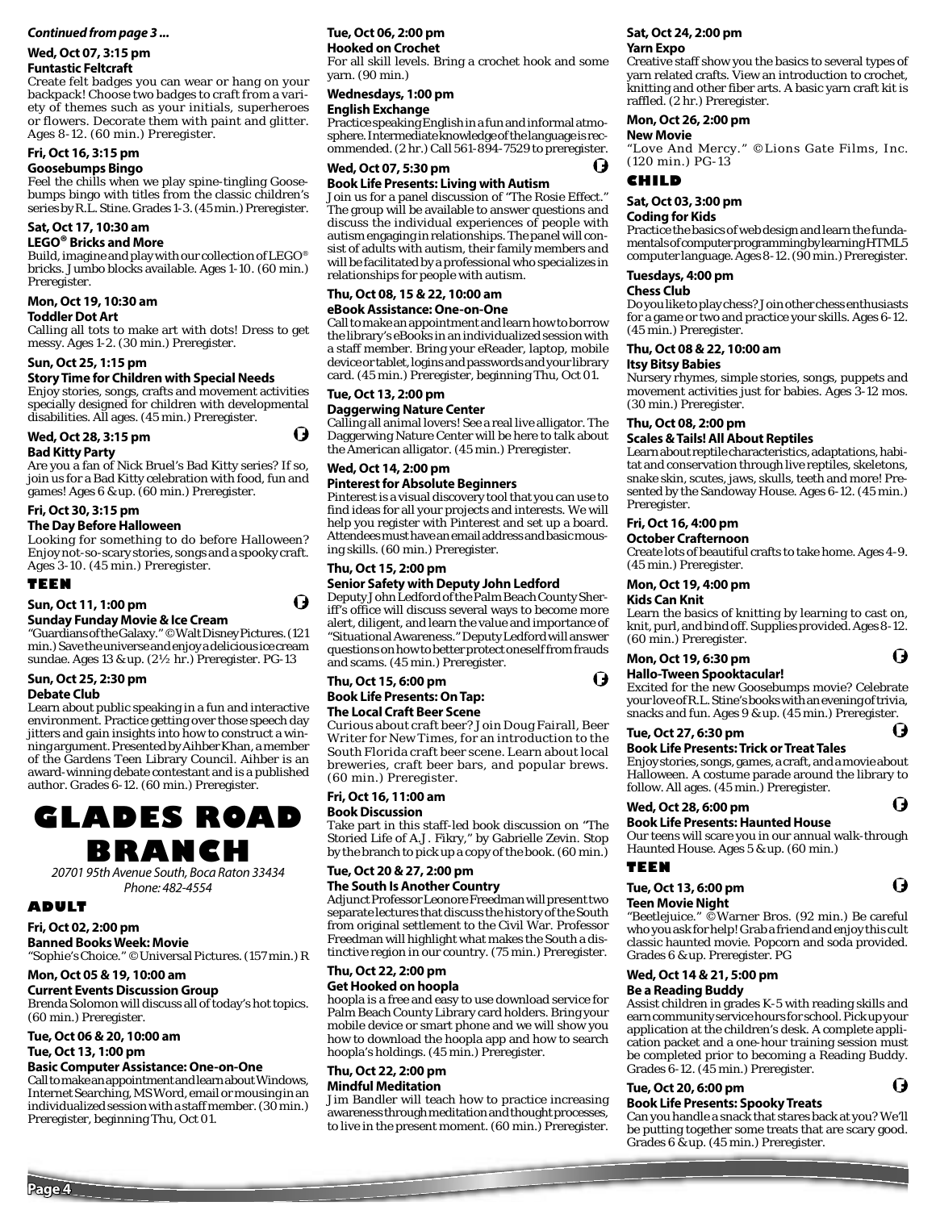*Continued from page 3 ...*

**Wed, Oct 07, 3:15 pm**
**Funtastic Feltcraft**
Create felt badges you can wear or hang on your backpack! Choose two badges to craft from a variety of themes such as your initials, superheroes or flowers. Decorate them with paint and glitter. Ages 8-12. (60 min.) Preregister.

**Fri, Oct 16, 3:15 pm**
**Goosebumps Bingo**
Feel the chills when we play spine-tingling Goosebumps bingo with titles from the classic children's series by R.L. Stine. Grades 1-3. (45 min.) Preregister.

**Sat, Oct 17, 10:30 am**
**LEGO® Bricks and More**
Build, imagine and play with our collection of LEGO® bricks. Jumbo blocks available. Ages 1-10. (60 min.) Preregister.

**Mon, Oct 19, 10:30 am**
**Toddler Dot Art**
Calling all tots to make art with dots! Dress to get messy. Ages 1-2. (30 min.) Preregister.

**Sun, Oct 25, 1:15 pm**
**Story Time for Children with Special Needs**
Enjoy stories, songs, crafts and movement activities specially designed for children with developmental disabilities. All ages. (45 min.) Preregister.

**Wed, Oct 28, 3:15 pm**
**Bad Kitty Party**
Are you a fan of Nick Bruel's Bad Kitty series? If so, join us for a Bad Kitty celebration with food, fun and games! Ages 6 & up. (60 min.) Preregister.

**Fri, Oct 30, 3:15 pm**
**The Day Before Halloween**
Looking for something to do before Halloween? Enjoy not-so-scary stories, songs and a spooky craft. Ages 3-10. (45 min.) Preregister.

### TEEN

**Sun, Oct 11, 1:00 pm**
**Sunday Funday Movie & Ice Cream**
"Guardians of the Galaxy." © Walt Disney Pictures. (121 min.) Save the universe and enjoy a delicious ice cream sundae. Ages 13 & up. (2½ hr.) Preregister. PG-13

**Sun, Oct 25, 2:30 pm**
**Debate Club**
Learn about public speaking in a fun and interactive environment. Practice getting over those speech day jitters and gain insights into how to construct a winning argument. Presented by Aihber Khan, a member of the Gardens Teen Library Council. Aihber is an award-winning debate contestant and is a published author. Grades 6-12. (60 min.) Preregister.

# GLADES ROAD BRANCH

*20701 95th Avenue South, Boca Raton 33434*
*Phone: 482-4554*

### ADULT

**Fri, Oct 02, 2:00 pm**
**Banned Books Week: Movie**
"Sophie's Choice." © Universal Pictures. (157 min.) R

**Mon, Oct 05 & 19, 10:00 am**
**Current Events Discussion Group**
Brenda Solomon will discuss all of today's hot topics. (60 min.) Preregister.

**Tue, Oct 06 & 20, 10:00 am**
**Tue, Oct 13, 1:00 pm**
**Basic Computer Assistance: One-on-One**
Call to make an appointment and learn about Windows, Internet Searching, MS Word, email or mousing in an individualized session with a staff member. (30 min.) Preregister, beginning Thu, Oct 01.

**Tue, Oct 06, 2:00 pm**
**Hooked on Crochet**
For all skill levels. Bring a crochet hook and some yarn. (90 min.)

**Wednesdays, 1:00 pm**
**English Exchange**
Practice speaking English in a fun and informal atmosphere. Intermediate knowledge of the language is recommended. (2 hr.) Call 561-894-7529 to preregister.

**Wed, Oct 07, 5:30 pm**
**Book Life Presents: Living with Autism**
Join us for a panel discussion of "The Rosie Effect." The group will be available to answer questions and discuss the individual experiences of people with autism engaging in relationships. The panel will consist of adults with autism, their family members and will be facilitated by a professional who specializes in relationships for people with autism.

**Thu, Oct 08, 15 & 22, 10:00 am**
**eBook Assistance: One-on-One**
Call to make an appointment and learn how to borrow the library's eBooks in an individualized session with a staff member. Bring your eReader, laptop, mobile device or tablet, logins and passwords and your library card. (45 min.) Preregister, beginning Thu, Oct 01.

**Tue, Oct 13, 2:00 pm**
**Daggerwing Nature Center**
Calling all animal lovers! See a real live alligator. The Daggerwing Nature Center will be here to talk about the American alligator. (45 min.) Preregister.

**Wed, Oct 14, 2:00 pm**
**Pinterest for Absolute Beginners**
Pinterest is a visual discovery tool that you can use to find ideas for all your projects and interests. We will help you register with Pinterest and set up a board. Attendees must have an email address and basic mousing skills. (60 min.) Preregister.

**Thu, Oct 15, 2:00 pm**
**Senior Safety with Deputy John Ledford**
Deputy John Ledford of the Palm Beach County Sheriff's office will discuss several ways to become more alert, diligent, and learn the value and importance of "Situational Awareness." Deputy Ledford will answer questions on how to better protect oneself from frauds and scams. (45 min.) Preregister.

**Thu, Oct 15, 6:00 pm**
**Book Life Presents: On Tap: The Local Craft Beer Scene**
Curious about craft beer? Join Doug Fairall, Beer Writer for New Times, for an introduction to the South Florida craft beer scene. Learn about local breweries, craft beer bars, and popular brews. (60 min.) Preregister.

**Fri, Oct 16, 11:00 am**
**Book Discussion**
Take part in this staff-led book discussion on "The Storied Life of A.J. Fikry," by Gabrielle Zevin. Stop by the branch to pick up a copy of the book. (60 min.)

**Tue, Oct 20 & 27, 2:00 pm**
**The South Is Another Country**
Adjunct Professor Leonore Freedman will present two separate lectures that discuss the history of the South from original settlement to the Civil War. Professor Freedman will highlight what makes the South a distinctive region in our country. (75 min.) Preregister.

**Thu, Oct 22, 2:00 pm**
**Get Hooked on hoopla**
hoopla is a free and easy to use download service for Palm Beach County Library card holders. Bring your mobile device or smart phone and we will show you how to download the hoopla app and how to search hoopla's holdings. (45 min.) Preregister.

**Thu, Oct 22, 2:00 pm**
**Mindful Meditation**
Jim Bandler will teach how to practice increasing awareness through meditation and thought processes, to live in the present moment. (60 min.) Preregister.

**Sat, Oct 24, 2:00 pm**
**Yarn Expo**
Creative staff show you the basics to several types of yarn related crafts. View an introduction to crochet, knitting and other fiber arts. A basic yarn craft kit is raffled. (2 hr.) Preregister.

**Mon, Oct 26, 2:00 pm**
**New Movie**
"Love And Mercy." © Lions Gate Films, Inc. (120 min.) PG-13

### CHILD

**Sat, Oct 03, 3:00 pm**
**Coding for Kids**
Practice the basics of web design and learn the fundamentals of computer programming by learning HTML5 computer language. Ages 8-12. (90 min.) Preregister.

**Tuesdays, 4:00 pm**
**Chess Club**
Do you like to play chess? Join other chess enthusiasts for a game or two and practice your skills. Ages 6-12. (45 min.) Preregister.

**Thu, Oct 08 & 22, 10:00 am**
**Itsy Bitsy Babies**
Nursery rhymes, simple stories, songs, puppets and movement activities just for babies. Ages 3-12 mos. (30 min.) Preregister.

**Thu, Oct 08, 2:00 pm**
**Scales & Tails! All About Reptiles**
Learn about reptile characteristics, adaptations, habitat and conservation through live reptiles, skeletons, snake skin, scutes, jaws, skulls, teeth and more! Presented by the Sandoway House. Ages 6-12. (45 min.) Preregister.

**Fri, Oct 16, 4:00 pm**
**October Crafternoon**
Create lots of beautiful crafts to take home. Ages 4-9. (45 min.) Preregister.

**Mon, Oct 19, 4:00 pm**
**Kids Can Knit**
Learn the basics of knitting by learning to cast on, knit, purl, and bind off. Supplies provided. Ages 8-12. (60 min.) Preregister.

**Mon, Oct 19, 6:30 pm**
**Hallo-Tween Spooktacular!**
Excited for the new Goosebumps movie? Celebrate your love of R.L. Stine's books with an evening of trivia, snacks and fun. Ages 9 & up. (45 min.) Preregister.

**Tue, Oct 27, 6:30 pm**
**Book Life Presents: Trick or Treat Tales**
Enjoy stories, songs, games, a craft, and a movie about Halloween. A costume parade around the library to follow. All ages. (45 min.) Preregister.

**Wed, Oct 28, 6:00 pm**
**Book Life Presents: Haunted House**
Our teens will scare you in our annual walk-through Haunted House. Ages 5 & up. (60 min.)

### TEEN

**Tue, Oct 13, 6:00 pm**
**Teen Movie Night**
"Beetlejuice." © Warner Bros. (92 min.) Be careful who you ask for help! Grab a friend and enjoy this cult classic haunted movie. Popcorn and soda provided. Grades 6 & up. Preregister. PG

**Wed, Oct 14 & 21, 5:00 pm**
**Be a Reading Buddy**
Assist children in grades K-5 with reading skills and earn community service hours for school. Pick up your application at the children's desk. A complete application packet and a one-hour training session must be completed prior to becoming a Reading Buddy. Grades 6-12. (45 min.) Preregister.

**Tue, Oct 20, 6:00 pm**
**Book Life Presents: Spooky Treats**
Can you handle a snack that stares back at you? We'll be putting together some treats that are scary good. Grades 6 & up. (45 min.) Preregister.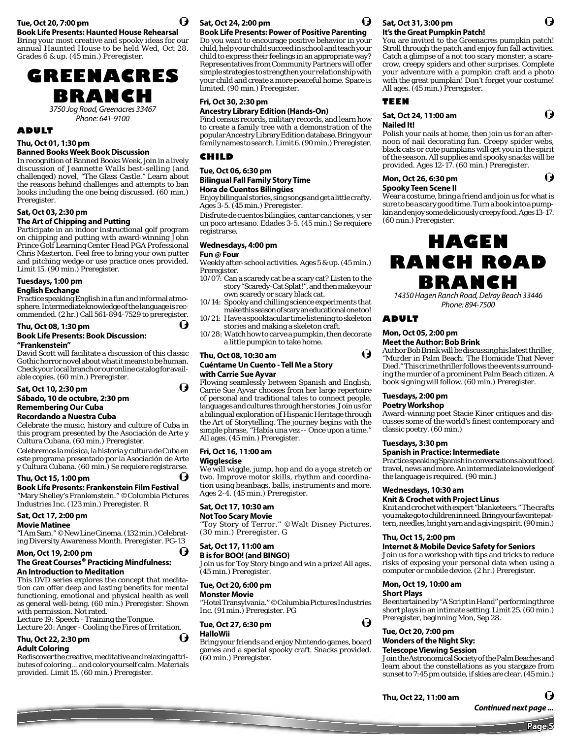**Tue, Oct 20, 7:00 pm**
**Book Life Presents: Haunted House Rehearsal**
Bring your most creative and spooky ideas for our annual Haunted House to be held Wed, Oct 28. Grades 6 & up. (45 min.) Preregister.

# GREENACRES BRANCH

*3750 Jog Road, Greenacres 33467*
*Phone: 641-9100*

## ADULT

**Thu, Oct 01, 1:30 pm**
**Banned Books Week Book Discussion**
In recognition of Banned Books Week, join in a lively discussion of Jeannette Walls best-selling (and challenged) novel, "The Glass Castle." Learn about the reasons behind challenges and attempts to ban books including the one being discussed. (60 min.) Preregister.

**Sat, Oct 03, 2:30 pm**
**The Art of Chipping and Putting**
Participate in an indoor instructional golf program on chipping and putting with award-winning John Prince Golf Learning Center Head PGA Professional Chris Masterton. Feel free to bring your own putter and pitching wedge or use practice ones provided. Limit 15. (90 min.) Preregister.

**Tuesdays, 1:00 pm**
**English Exchange**
Practice speaking English in a fun and informal atmosphere. Intermediate knowledge of the language is recommended. (2 hr.) Call 561-894-7529 to preregister.

**Thu, Oct 08, 1:30 pm**
**Book Life Presents: Book Discussion: "Frankenstein"**
David Scott will facilitate a discussion of this classic Gothic horror novel about what it means to be human. Check your local branch or our online catalog for available copies. (60 min.) Preregister.

**Sat, Oct 10, 2:30 pm**
**Sábado, 10 de octubre, 2:30 pm**
**Remembering Our Cuba**
**Recordando a Nuestra Cuba**
Celebrate the music, history and culture of Cuba in this program presented by the Asociación de Arte y Cultura Cubana. (60 min.) Preregister.

Celebremos la música, la historia y cultura de Cuba en este programa presentado por la Asociación de Arte y Cultura Cubana. (60 min.) Se requiere registrarse.

**Thu, Oct 15, 1:00 pm**
**Book Life Presents: Frankenstein Film Festival**
"Mary Shelley's Frankenstein." © Columbia Pictures Industries Inc. (123 min.) Preregister. R

**Sat, Oct 17, 2:00 pm**
**Movie Matinee**
"I Am Sam." © New Line Cinema. (132 min.) Celebrating Diversity Awareness Month. Preregister. PG-13

**Mon, Oct 19, 2:00 pm**
**The Great Courses® Practicing Mindfulness: An Introduction to Meditation**
This DVD series explores the concept that meditation can offer deep and lasting benefits for mental functioning, emotional and physical health as well as general well-being. (60 min.) Preregister. Shown with permission. Not rated.
Lecture 19: Speech - Training the Tongue.
Lecture 20: Anger - Cooling the Fires of Irritation.

**Thu, Oct 22, 2:30 pm**
**Adult Coloring**
Rediscover the creative, meditative and relaxing attributes of coloring… and color yourself calm. Materials provided. Limit 15. (60 min.) Preregister.

**Sat, Oct 24, 2:00 pm**
**Book Life Presents: Power of Positive Parenting**
Do you want to encourage positive behavior in your child, help your child succeed in school and teach your child to express their feelings in an appropriate way? Representatives from Community Partners will offer simple strategies to strengthen your relationship with your child and create a more peaceful home. Space is limited. (90 min.) Preregister.

**Fri, Oct 30, 2:30 pm**
**Ancestry Library Edition (Hands-On)**
Find census records, military records, and learn how to create a family tree with a demonstration of the popular Ancestry Library Edition database. Bring your family names to search. Limit 6. (90 min.) Preregister.

## CHILD

**Tue, Oct 06, 6:30 pm**
**Bilingual Fall Family Story Time**
**Hora de Cuentos Bilingües**
Enjoy bilingual stories, sing songs and get a little crafty. Ages 3-5. (45 min.) Preregister.

Disfrute de cuentos bilingües, cantar canciones, y ser un poco artesano. Edades 3-5. (45 minuto) Se requiere registrarse.

**Wednesdays, 4:00 pm**
**Fun @ Four**
Weekly after-school activities. Ages 5 & up. (45 min.) Preregister.
- 10/07: Can a scaredy cat be a scary cat? Listen to the story "Scaredy-Cat Splat!", and then make your own scaredy or scary black cat.
- 10/14: Spooky and chilling science experiments that make this season of scary an educational one too!
- 10/21: Have a spooktacular time listening to skeleton stories and making a skeleton craft.
- 10/28: Watch how to carve a pumpkin, then decorate a little pumpkin to take home.

**Thu, Oct 08, 10:30 am**
**Cuéntame Un Cuento - Tell Me a Story with Carrie Sue Ayvar**
Flowing seamlessly between Spanish and English, Carrie Sue Ayvar chooses from her large repertoire of personal and traditional tales to connect people, languages and cultures through her stories. Join us for a bilingual exploration of Hispanic Heritage through the Art of Storytelling. The journey begins with the simple phrase, "Había una vez -- Once upon a time." All ages. (45 min.) Preregister.

**Fri, Oct 16, 11:00 am**
**Wigglescise**
We will wiggle, jump, hop and do a yoga stretch or two. Improve motor skills, rhythm and coordination using beanbags, balls, instruments and more. Ages 2-4. (45 min.) Preregister.

**Sat, Oct 17, 10:30 am**
**Not Too Scary Movie**
"Toy Story of Terror." © Walt Disney Pictures. (30 min.) Preregister. G

**Sat, Oct 17, 11:00 am**
**B is for BOO! (and BINGO)**
Join us for Toy Story bingo and win a prize! All ages. (45 min.) Preregister.

**Tue, Oct 20, 6:00 pm**
**Monster Movie**
"Hotel Transylvania." © Columbia Pictures Industries Inc. (91 min.) Preregister. PG

**Tue, Oct 27, 6:30 pm**
**HalloWii**
Bring your friends and enjoy Nintendo games, board games and a special spooky craft. Snacks provided. (60 min.) Preregister.

**Sat, Oct 31, 3:00 pm**
**It's the Great Pumpkin Patch!**
You are invited to the Greenacres pumpkin patch! Stroll through the patch and enjoy fun fall activities. Catch a glimpse of a not too scary monster, a scarecrow, creepy spiders and other surprises. Complete your adventure with a pumpkin craft and a photo with the great pumpkin! Don't forget your costume! All ages. (45 min.) Preregister.

## TEEN

**Sat, Oct 24, 11:00 am**
**Nailed It!**
Polish your nails at home, then join us for an afternoon of nail decorating fun. Creepy spider webs, black cats or cute pumpkins will get you in the spirit of the season. All supplies and spooky snacks will be provided. Ages 12-17. (60 min.) Preregister.

**Mon, Oct 26, 6:30 pm**
**Spooky Teen Scene II**
Wear a costume, bring a friend and join us for what is sure to be a scary good time. Turn a book into a pumpkin and enjoy some deliciously creepy food. Ages 13-17. (60 min.) Preregister.

# HAGEN RANCH ROAD BRANCH

*14350 Hagen Ranch Road, Delray Beach 33446*
*Phone: 894-7500*

## ADULT

**Mon, Oct 05, 2:00 pm**
**Meet the Author: Bob Brink**
Author Bob Brink will be discussing his latest thriller, "Murder in Palm Beach: The Homicide That Never Died." This crime thriller follows the events surrounding the murder of a prominent Palm Beach citizen. A book signing will follow. (60 min.) Preregister.

**Tuesdays, 2:00 pm**
**Poetry Workshop**
Award-winning poet Stacie Kiner critiques and discusses some of the world's finest contemporary and classic poetry. (60 min.)

**Tuesdays, 3:30 pm**
**Spanish in Practice: Intermediate**
Practice speaking Spanish in conversations about food, travel, news and more. An intermediate knowledge of the language is required. (90 min.)

**Wednesdays, 10:30 am**
**Knit & Crochet with Project Linus**
Knit and crochet with expert "blanketeers." The crafts you make go to children in need. Bring your favorite pattern, needles, bright yarn and a giving spirit. (90 min.)

**Thu, Oct 15, 2:00 pm**
**Internet & Mobile Device Safety for Seniors**
Join us for a workshop with tips and tricks to reduce risks of exposing your personal data when using a computer or mobile device. (2 hr.) Preregister.

**Mon, Oct 19, 10:00 am**
**Short Plays**
Be entertained by "A Script in Hand" performing three short plays in an intimate setting. Limit 25. (60 min.) Preregister, beginning Mon, Sep 28.

**Tue, Oct 20, 7:00 pm**
**Wonders of the Night Sky: Telescope Viewing Session**
Join the Astronomical Society of the Palm Beaches and learn about the constellations as you stargaze from sunset to 7:45 pm outside, if skies are clear. (45 min.)

**Thu, Oct 22, 11:00 am**

*Continued next page ...*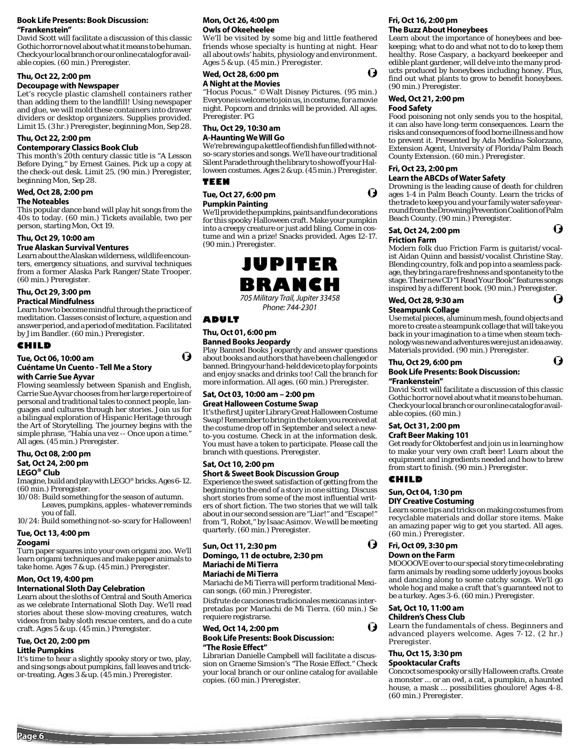**Book Life Presents: Book Discussion: "Frankenstein"**
David Scott will facilitate a discussion of this classic Gothic horror novel about what it means to be human. Check your local branch or our online catalog for available copies. (60 min.) Preregister.

**Thu, Oct 22, 2:00 pm**
**Decoupage with Newspaper**
Let's recycle plastic clamshell containers rather than adding them to the landfill! Using newspaper and glue, we will mold these containers into drawer dividers or desktop organizers. Supplies provided. Limit 15. (3 hr.) Preregister, beginning Mon, Sep 28.

**Thu, Oct 22, 2:00 pm**
**Contemporary Classics Book Club**
This month's 20th century classic title is "A Lesson Before Dying," by Ernest Gaines. Pick up a copy at the check-out desk. Limit 25. (90 min.) Preregister, beginning Mon, Sep 28.

**Wed, Oct 28, 2:00 pm**
**The Noteables**
This popular dance band will play hit songs from the 40s to today. (60 min.) Tickets available, two per person, starting Mon, Oct 19.

**Thu, Oct 29, 10:00 am**
**True Alaskan Survival Ventures**
Learn about the Alaskan wilderness, wildlife encounters, emergency situations, and survival techniques from a former Alaska Park Ranger/State Trooper. (60 min.) Preregister.

**Thu, Oct 29, 3:00 pm**
**Practical Mindfulness**
Learn how to become mindful through the practice of meditation. Classes consist of lecture, a question and answer period, and a period of meditation. Facilitated by Jim Bandler. (60 min.) Preregister.

## CHILD

**Tue, Oct 06, 10:00 am**
**Cuéntame Un Cuento - Tell Me a Story with Carrie Sue Ayvar**
Flowing seamlessly between Spanish and English, Carrie Sue Ayvar chooses from her large repertoire of personal and traditional tales to connect people, languages and cultures through her stories. Join us for a bilingual exploration of Hispanic Heritage through the Art of Storytelling. The journey begins with the simple phrase, "Había una vez -- Once upon a time." All ages. (45 min.) Preregister.

**Thu, Oct 08, 2:00 pm**
**Sat, Oct 24, 2:00 pm**
**LEGO® Club**
Imagine, build and play with LEGO® bricks. Ages 6-12. (60 min.) Preregister.
10/08: Build something for the season of autumn. Leaves, pumpkins, apples - whatever reminds you of fall.
10/24: Build something not-so-scary for Halloween!

**Tue, Oct 13, 4:00 pm**
**Zoogami**
Turn paper squares into your own origami zoo. We'll learn origami techniques and make paper animals to take home. Ages 7 & up. (45 min.) Preregister.

**Mon, Oct 19, 4:00 pm**
**International Sloth Day Celebration**
Learn about the sloths of Central and South America as we celebrate International Sloth Day. We'll read stories about these slow-moving creatures, watch videos from baby sloth rescue centers, and do a cute craft. Ages 5 & up. (45 min.) Preregister.

**Tue, Oct 20, 2:00 pm**
**Little Pumpkins**
It's time to hear a slightly spooky story or two, play, and sing songs about pumpkins, fall leaves and trick-or-treating. Ages 3 & up. (45 min.) Preregister.

**Mon, Oct 26, 4:00 pm**
**Owls of Okeeheelee**
We'll be visited by some big and little feathered friends whose specialty is hunting at night. Hear all about owls' habits, physiology and environment. Ages 5 & up. (45 min.) Preregister.

**Wed, Oct 28, 6:00 pm**
**A Night at the Movies**
"Hocus Pocus." © Walt Disney Pictures. (95 min.) Everyone is welcome to join us, in costume, for a movie night. Popcorn and drinks will be provided. All ages. Preregister. PG

**Thu, Oct 29, 10:30 am**
**A-Haunting We Will Go**
We're brewing up a kettle of fiendish fun filled with not-so-scary stories and songs. We'll have our traditional Silent Parade through the library to show off your Halloween costumes. Ages 2 & up. (45 min.) Preregister.

## TEEN

**Tue, Oct 27, 6:00 pm**
**Pumpkin Painting**
We'll provide the pumpkins, paints and fun decorations for this spooky Halloween craft. Make your pumpkin into a creepy creature or just add bling. Come in costume and win a prize! Snacks provided. Ages 12-17. (90 min.) Preregister.

# JUPITER BRANCH

*705 Military Trail, Jupiter 33458*
*Phone: 744-2301*

## ADULT

**Thu, Oct 01, 6:00 pm**
**Banned Books Jeopardy**
Play Banned Books Jeopardy and answer questions about books and authors that have been challenged or banned. Bring your hand-held device to play for points and enjoy snacks and drinks too! Call the branch for more information. All ages. (60 min.) Preregister.

**Sat, Oct 03, 10:00 am – 2:00 pm**
**Great Halloween Costume Swap**
It's the first Jupiter Library Great Halloween Costume Swap! Remember to bring in the token you received at the costume drop off in September and select a new-to-you costume. Check in at the information desk. You must have a token to participate. Please call the branch with questions. Preregister.

**Sat, Oct 10, 2:00 pm**
**Short & Sweet Book Discussion Group**
Experience the sweet satisfaction of getting from the beginning to the end of a story in one sitting. Discuss short stories from some of the most influential writers of short fiction. The two stories that we will talk about in our second session are "Liar!" and "Escape!" from "I, Robot," by Isaac Asimov. We will be meeting quarterly. (60 min.) Preregister.

**Sun, Oct 11, 2:30 pm**
**Domingo, 11 de octubre, 2:30 pm**
**Mariachi de Mi Tierra**
**Mariachi de Mi Tierra**
Mariachi de Mi Tierra will perform traditional Mexican songs. (60 min.) Preregister.

Disfrute de canciones tradicionales mexicanas interpretadas por Mariachi de Mi Tierra. (60 min.) Se requiere registrarse.

**Wed, Oct 14, 2:00 pm**
**Book Life Presents: Book Discussion: "The Rosie Effect"**
Librarian Danielle Campbell will facilitate a discussion on Graeme Simsion's "The Rosie Effect." Check your local branch or our online catalog for available copies. (60 min.) Preregister.

**Fri, Oct 16, 2:00 pm**
**The Buzz About Honeybees**
Learn about the importance of honeybees and beekeeping; what to do and what not to do to keep them healthy. Rose Caspary, a backyard beekeeper and edible plant gardener, will delve into the many products produced by honeybees including honey. Plus, find out what plants to grow to benefit honeybees. (90 min.) Preregister.

**Wed, Oct 21, 2:00 pm**
**Food Safety**
Food poisoning not only sends you to the hospital, it can also have long-term consequences. Learn the risks and consequences of food borne illness and how to prevent it. Presented by Ada Medina-Solorzano, Extension Agent, University of Florida/Palm Beach County Extension. (60 min.) Preregister.

**Fri, Oct 23, 2:00 pm**
**Learn the ABCDs of Water Safety**
Drowning is the leading cause of death for children ages 1-4 in Palm Beach County. Learn the tricks of the trade to keep you and your family water safe year-round from the Drowning Prevention Coalition of Palm Beach County. (90 min.) Preregister.

**Sat, Oct 24, 2:00 pm**
**Friction Farm**
Modern folk duo Friction Farm is guitarist/vocalist Aidan Quinn and bassist/vocalist Christine Stay. Blending country, folk and pop into a seamless package, they bring a rare freshness and spontaneity to the stage. Their new CD "I Read Your Book" features songs inspired by a different book. (90 min.) Preregister.

**Wed, Oct 28, 9:30 am**
**Steampunk Collage**
Use metal pieces, aluminum mesh, found objects and more to create a steampunk collage that will take you back in your imagination to a time when steam technology was new and adventures were just an idea away. Materials provided. (90 min.) Preregister.

**Thu, Oct 29, 6:00 pm**
**Book Life Presents: Book Discussion: "Frankenstein"**
David Scott will facilitate a discussion of this classic Gothic horror novel about what it means to be human. Check your local branch or our online catalog for available copies. (60 min.)

**Sat, Oct 31, 2:00 pm**
**Craft Beer Making 101**
Get ready for Oktoberfest and join us in learning how to make your very own craft beer! Learn about the equipment and ingredients needed and how to brew from start to finish. (90 min.) Preregister.

## CHILD

**Sun, Oct 04, 1:30 pm**
**DIY Creative Costuming**
Learn some tips and tricks on making costumes from recyclable materials and dollar store items. Make an amazing paper wig to get you started. All ages. (60 min.) Preregister.

**Fri, Oct 09, 3:30 pm**
**Down on the Farm**
MOOOOVE over to our special story time celebrating farm animals by reading some udderly joyous books and dancing along to some catchy songs. We'll go whole hog and make a craft that's guaranteed not to be a turkey. Ages 3-6. (60 min.) Preregister.

**Sat, Oct 10, 11:00 am**
**Children's Chess Club**
Learn the fundamentals of chess. Beginners and advanced players welcome. Ages 7-12. (2 hr.) Preregister.

**Thu, Oct 15, 3:30 pm**
**Spooktacular Crafts**
Concoct some spooky or silly Halloween crafts. Create a monster ... or an owl, a cat, a pumpkin, a haunted house, a mask ... possibilities ghoulore! Ages 4-8. (60 min.) Preregister.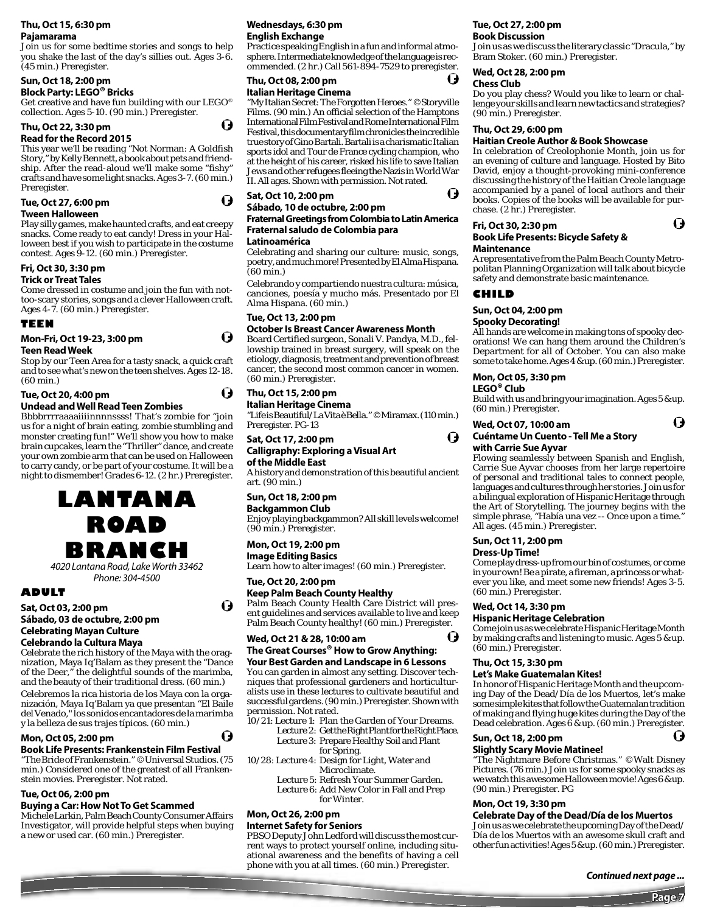**Thu, Oct 15, 6:30 pm**
**Pajamarama**

Join us for some bedtime stories and songs to help you shake the last of the day's sillies out. Ages 3-6. (45 min.) Preregister.

**Sun, Oct 18, 2:00 pm**
**Block Party: LEGO® Bricks**

Get creative and have fun building with our LEGO® collection. Ages 5-10. (90 min.) Preregister.

**Thu, Oct 22, 3:30 pm**
**Read for the Record 2015**

This year we'll be reading "Not Norman: A Goldfish Story," by Kelly Bennett, a book about pets and friendship. After the read-aloud we'll make some "fishy" crafts and have some light snacks. Ages 3-7. (60 min.) Preregister.

**Tue, Oct 27, 6:00 pm**
**Tween Halloween**

Play silly games, make haunted crafts, and eat creepy snacks. Come ready to eat candy! Dress in your Halloween best if you wish to participate in the costume contest. Ages 9-12. (60 min.) Preregister.

**Fri, Oct 30, 3:30 pm**
**Trick or Treat Tales**

Come dressed in costume and join the fun with not-too-scary stories, songs and a clever Halloween craft. Ages 4-7. (60 min.) Preregister.

## TEEN

**Mon-Fri, Oct 19-23, 3:00 pm**
**Teen Read Week**

Stop by our Teen Area for a tasty snack, a quick craft and to see what's new on the teen shelves. Ages 12-18. (60 min.)

**Tue, Oct 20, 4:00 pm**
**Undead and Well Read Teen Zombies**

Bbbbrrrraaaaiiiinnnnssss! That's zombie for "join us for a night of brain eating, zombie stumbling and monster creating fun!" We'll show you how to make brain cupcakes, learn the "Thriller" dance, and create your own zombie arm that can be used on Halloween to carry candy, or be part of your costume. It will be a night to dismember! Grades 6-12. (2 hr.) Preregister.

# LANTANA ROAD BRANCH

*4020 Lantana Road, Lake Worth 33462*
*Phone: 304-4500*

## ADULT

**Sat, Oct 03, 2:00 pm**
**Sábado, 03 de octubre, 2:00 pm**
**Celebrating Mayan Culture**
**Celebrando la Cultura Maya**

Celebrate the rich history of the Maya with the oragnization, Maya Iq'Balam as they present the "Dance of the Deer," the delightful sounds of the marimba, and the beauty of their traditional dress. (60 min.)

Celebremos la rica historia de los Maya con la organización, Maya Iq'Balam ya que presentan "El Baile del Venado," los sonidos encantadores de la marimba y la belleza de sus trajes típicos. (60 min.)

**Mon, Oct 05, 2:00 pm**
**Book Life Presents: Frankenstein Film Festival**

"The Bride of Frankenstein." © Universal Studios. (75 min.) Considered one of the greatest of all Frankenstein movies. Preregister. Not rated.

**Tue, Oct 06, 2:00 pm**
**Buying a Car: How Not To Get Scammed**

Michele Larkin, Palm Beach County Consumer Affairs Investigator, will provide helpful steps when buying a new or used car. (60 min.) Preregister.

**Wednesdays, 6:30 pm**
**English Exchange**

Practice speaking English in a fun and informal atmosphere. Intermediate knowledge of the language is recommended. (2 hr.) Call 561-894-7529 to preregister.

**Thu, Oct 08, 2:00 pm**
**Italian Heritage Cinema**

"My Italian Secret: The Forgotten Heroes." © Storyville Films. (90 min.) An official selection of the Hamptons International Film Festival and Rome International Film Festival, this documentary film chronicles the incredible true story of Gino Bartali. Bartali is a charismatic Italian sports idol and Tour de France cycling champion, who at the height of his career, risked his life to save Italian Jews and other refugees fleeing the Nazis in World War II. All ages. Shown with permission. Not rated.

**Sat, Oct 10, 2:00 pm**
**Sábado, 10 de octubre, 2:00 pm**
**Fraternal Greetings from Colombia to Latin America**
**Fraternal saludo de Colombia para Latinoamérica**

Celebrating and sharing our culture: music, songs, poetry, and much more! Presented by El Alma Hispana. (60 min.)

Celebrando y compartiendo nuestra cultura: música, canciones, poesía y mucho más. Presentado por El Alma Hispana. (60 min.)

**Tue, Oct 13, 2:00 pm**
**October Is Breast Cancer Awareness Month**

Board Certified surgeon, Sonali V. Pandya, M.D., fellowship trained in breast surgery, will speak on the etiology, diagnosis, treatment and prevention of breast cancer, the second most common cancer in women. (60 min.) Preregister.

**Thu, Oct 15, 2:00 pm**
**Italian Heritage Cinema**

"Life is Beautiful/La Vita è Bella." © Miramax. (110 min.) Preregister. PG-13

**Sat, Oct 17, 2:00 pm**
**Calligraphy: Exploring a Visual Art of the Middle East**

A history and demonstration of this beautiful ancient art. (90 min.)

**Sun, Oct 18, 2:00 pm**
**Backgammon Club**

Enjoy playing backgammon? All skill levels welcome! (90 min.) Preregister.

**Mon, Oct 19, 2:00 pm**
**Image Editing Basics**

Learn how to alter images! (60 min.) Preregister.

**Tue, Oct 20, 2:00 pm**
**Keep Palm Beach County Healthy**

Palm Beach County Health Care District will present guidelines and services available to live and keep Palm Beach County healthy! (60 min.) Preregister.

**Wed, Oct 21 & 28, 10:00 am**
**The Great Courses® How to Grow Anything: Your Best Garden and Landscape in 6 Lessons**

You can garden in almost any setting. Discover techniques that professional gardeners and horticulturalists use in these lectures to cultivate beautiful and successful gardens. (90 min.) Preregister. Shown with permission. Not rated.

- 10/21: Lecture 1: Plan the Garden of Your Dreams.
  - Lecture 2: Get the Right Plant for the Right Place.
  - Lecture 3: Prepare Healthy Soil and Plant for Spring.
- 10/28: Lecture 4: Design for Light, Water and Microclimate.
  - Lecture 5: Refresh Your Summer Garden.
  - Lecture 6: Add New Color in Fall and Prep for Winter.

**Mon, Oct 26, 2:00 pm**
**Internet Safety for Seniors**

PBSO Deputy John Ledford will discuss the most current ways to protect yourself online, including situational awareness and the benefits of having a cell phone with you at all times. (60 min.) Preregister.

**Tue, Oct 27, 2:00 pm**
**Book Discussion**

Join us as we discuss the literary classic "Dracula," by Bram Stoker. (60 min.) Preregister.

**Wed, Oct 28, 2:00 pm**
**Chess Club**

Do you play chess? Would you like to learn or challenge your skills and learn new tactics and strategies? (90 min.) Preregister.

**Thu, Oct 29, 6:00 pm**
**Haitian Creole Author & Book Showcase**

In celebration of Creolophonie Month, join us for an evening of culture and language. Hosted by Bito David, enjoy a thought-provoking mini-conference discussing the history of the Haitian Creole language accompanied by a panel of local authors and their books. Copies of the books will be available for purchase. (2 hr.) Preregister.

**Fri, Oct 30, 2:30 pm**
**Book Life Presents: Bicycle Safety & Maintenance**

A representative from the Palm Beach County Metropolitan Planning Organization will talk about bicycle safety and demonstrate basic maintenance.

## CHILD

**Sun, Oct 04, 2:00 pm**
**Spooky Decorating!**

All hands are welcome in making tons of spooky decorations! We can hang them around the Children's Department for all of October. You can also make some to take home. Ages 4 & up. (60 min.) Preregister.

**Mon, Oct 05, 3:30 pm**
**LEGO® Club**

Build with us and bring your imagination. Ages 5 & up. (60 min.) Preregister.

**Wed, Oct 07, 10:00 am**
**Cuéntame Un Cuento - Tell Me a Story with Carrie Sue Ayvar**

Flowing seamlessly between Spanish and English, Carrie Sue Ayvar chooses from her large repertoire of personal and traditional tales to connect people, languages and cultures through her stories. Join us for a bilingual exploration of Hispanic Heritage through the Art of Storytelling. The journey begins with the simple phrase, "Había una vez -- Once upon a time." All ages. (45 min.) Preregister.

**Sun, Oct 11, 2:00 pm**
**Dress-Up Time!**

Come play dress-up from our bin of costumes, or come in your own! Be a pirate, a fireman, a princess or whatever you like, and meet some new friends! Ages 3-5. (60 min.) Preregister.

**Wed, Oct 14, 3:30 pm**
**Hispanic Heritage Celebration**

Come join us as we celebrate Hispanic Heritage Month by making crafts and listening to music. Ages 5 & up. (60 min.) Preregister.

**Thu, Oct 15, 3:30 pm**
**Let's Make Guatemalan Kites!**

In honor of Hispanic Heritage Month and the upcoming Day of the Dead/Día de los Muertos, let's make some simple kites that follow the Guatemalan tradition of making and flying huge kites during the Day of the Dead celebration. Ages 6 & up. (60 min.) Preregister.

**Sun, Oct 18, 2:00 pm**
**Slightly Scary Movie Matinee!**

"The Nightmare Before Christmas." © Walt Disney Pictures. (76 min.) Join us for some spooky snacks as we watch this awesome Halloween movie! Ages 6 & up. (90 min.) Preregister. PG

**Mon, Oct 19, 3:30 pm**
**Celebrate Day of the Dead/Día de los Muertos**

Join us as we celebrate the upcoming Day of the Dead/Día de los Muertos with an awesome skull craft and other fun activities! Ages 5 & up. (60 min.) Preregister.

*Continued next page ...*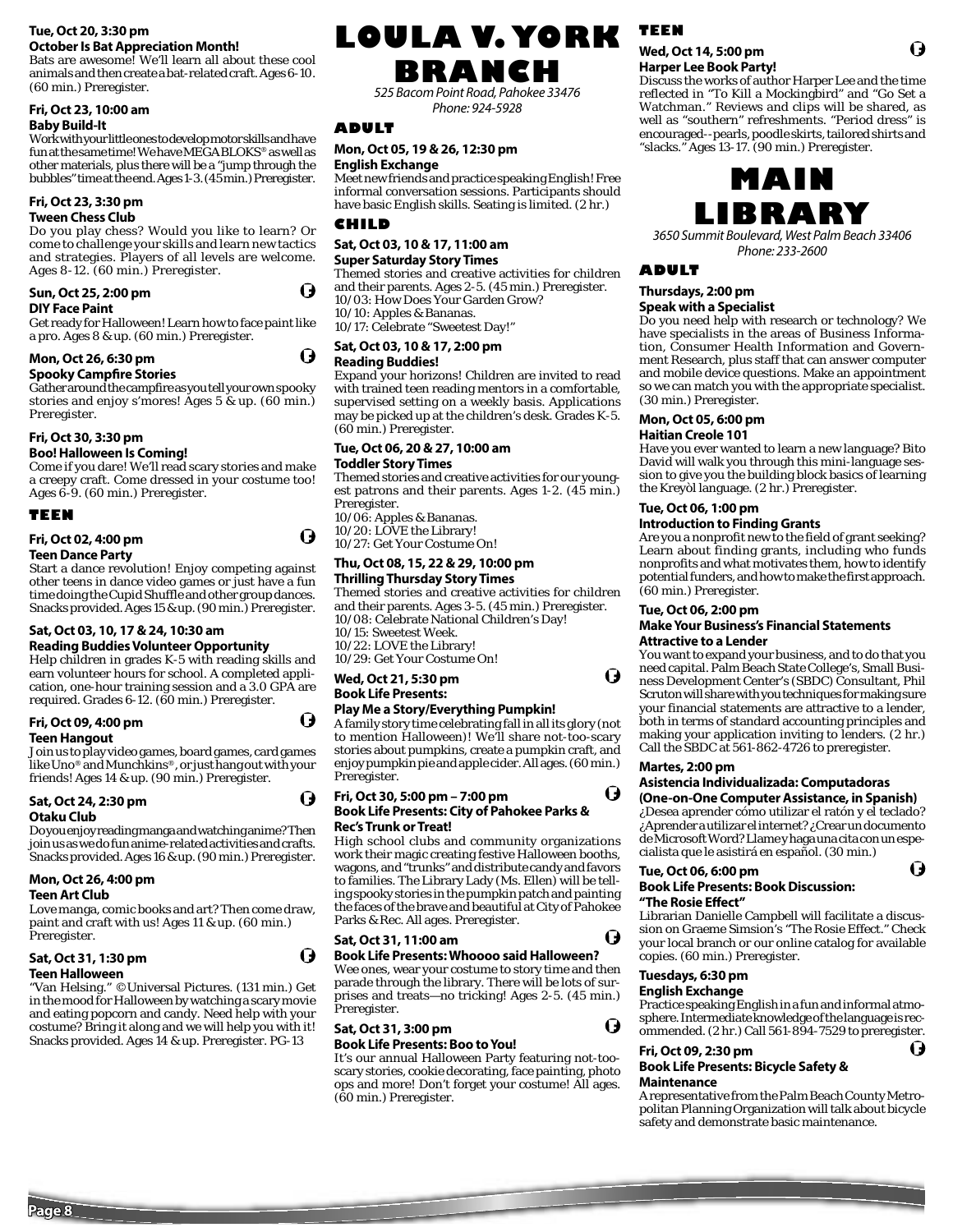**Tue, Oct 20, 3:30 pm**
**October Is Bat Appreciation Month!**
Bats are awesome! We'll learn all about these cool animals and then create a bat-related craft. Ages 6-10. (60 min.) Preregister.

**Fri, Oct 23, 10:00 am**
**Baby Build-It**
Work with your little ones to develop motor skills and have fun at the same time! We have MEGA BLOKS® as well as other materials, plus there will be a "jump through the bubbles" time at the end. Ages 1-3. (45 min.) Preregister.

**Fri, Oct 23, 3:30 pm**
**Tween Chess Club**
Do you play chess? Would you like to learn? Or come to challenge your skills and learn new tactics and strategies. Players of all levels are welcome. Ages 8-12. (60 min.) Preregister.

**Sun, Oct 25, 2:00 pm**
**DIY Face Paint**
Get ready for Halloween! Learn how to face paint like a pro. Ages 8 & up. (60 min.) Preregister.

**Mon, Oct 26, 6:30 pm**
**Spooky Campfire Stories**
Gather around the campfire as you tell your own spooky stories and enjoy s'mores! Ages 5 & up. (60 min.) Preregister.

**Fri, Oct 30, 3:30 pm**
**Boo! Halloween Is Coming!**
Come if you dare! We'll read scary stories and make a creepy craft. Come dressed in your costume too! Ages 6-9. (60 min.) Preregister.

## TEEN

**Fri, Oct 02, 4:00 pm**
**Teen Dance Party**
Start a dance revolution! Enjoy competing against other teens in dance video games or just have a fun time doing the Cupid Shuffle and other group dances. Snacks provided. Ages 15 & up. (90 min.) Preregister.

**Sat, Oct 03, 10, 17 & 24, 10:30 am**
**Reading Buddies Volunteer Opportunity**
Help children in grades K-5 with reading skills and earn volunteer hours for school. A completed application, one-hour training session and a 3.0 GPA are required. Grades 6-12. (60 min.) Preregister.

**Fri, Oct 09, 4:00 pm**
**Teen Hangout**
Join us to play video games, board games, card games like Uno® and Munchkins®, or just hang out with your friends! Ages 14 & up. (90 min.) Preregister.

**Sat, Oct 24, 2:30 pm**
**Otaku Club**
Do you enjoy reading manga and watching anime? Then join us as we do fun anime-related activities and crafts. Snacks provided. Ages 16 & up. (90 min.) Preregister.

**Mon, Oct 26, 4:00 pm**
**Teen Art Club**
Love manga, comic books and art? Then come draw, paint and craft with us! Ages 11 & up. (60 min.) Preregister.

**Sat, Oct 31, 1:30 pm**
**Teen Halloween**
"Van Helsing." © Universal Pictures. (131 min.) Get in the mood for Halloween by watching a scary movie and eating popcorn and candy. Need help with your costume? Bring it along and we will help you with it! Snacks provided. Ages 14 & up. Preregister. PG-13

# LOULA V. YORK BRANCH

*525 Bacom Point Road, Pahokee 33476*
*Phone: 924-5928*

## ADULT

**Mon, Oct 05, 19 & 26, 12:30 pm**
**English Exchange**
Meet new friends and practice speaking English! Free informal conversation sessions. Participants should have basic English skills. Seating is limited. (2 hr.)

## CHILD

**Sat, Oct 03, 10 & 17, 11:00 am**
**Super Saturday Story Times**
Themed stories and creative activities for children and their parents. Ages 2-5. (45 min.) Preregister.
10/03: How Does Your Garden Grow?
10/10: Apples & Bananas.
10/17: Celebrate "Sweetest Day!"

**Sat, Oct 03, 10 & 17, 2:00 pm**
**Reading Buddies!**
Expand your horizons! Children are invited to read with trained teen reading mentors in a comfortable, supervised setting on a weekly basis. Applications may be picked up at the children's desk. Grades K-5. (60 min.) Preregister.

**Tue, Oct 06, 20 & 27, 10:00 am**
**Toddler Story Times**
Themed stories and creative activities for our youngest patrons and their parents. Ages 1-2. (45 min.) Preregister.
10/06: Apples & Bananas.
10/20: LOVE the Library!
10/27: Get Your Costume On!

**Thu, Oct 08, 15, 22 & 29, 10:00 pm**
**Thrilling Thursday Story Times**
Themed stories and creative activities for children and their parents. Ages 3-5. (45 min.) Preregister.
10/08: Celebrate National Children's Day!
10/15: Sweetest Week.
10/22: LOVE the Library!
10/29: Get Your Costume On!

**Wed, Oct 21, 5:30 pm**
**Book Life Presents:**
**Play Me a Story/Everything Pumpkin!**
A family story time celebrating fall in all its glory (not to mention Halloween)! We'll share not-too-scary stories about pumpkins, create a pumpkin craft, and enjoy pumpkin pie and apple cider. All ages. (60 min.) Preregister.

**Fri, Oct 30, 5:00 pm – 7:00 pm**
**Book Life Presents: City of Pahokee Parks & Rec's Trunk or Treat!**
High school clubs and community organizations work their magic creating festive Halloween booths, wagons, and "trunks" and distribute candy and favors to families. The Library Lady (Ms. Ellen) will be telling spooky stories in the pumpkin patch and painting the faces of the brave and beautiful at City of Pahokee Parks & Rec. All ages. Preregister.

**Sat, Oct 31, 11:00 am**
**Book Life Presents: Whoooo said Halloween?**
Wee ones, wear your costume to story time and then parade through the library. There will be lots of surprises and treats—no tricking! Ages 2-5. (45 min.) Preregister.

**Sat, Oct 31, 3:00 pm**
**Book Life Presents: Boo to You!**
It's our annual Halloween Party featuring not-too-scary stories, cookie decorating, face painting, photo ops and more! Don't forget your costume! All ages. (60 min.) Preregister.

## TEEN

**Wed, Oct 14, 5:00 pm**
**Harper Lee Book Party!**
Discuss the works of author Harper Lee and the time reflected in "To Kill a Mockingbird" and "Go Set a Watchman." Reviews and clips will be shared, as well as "southern" refreshments. "Period dress" is encouraged--pearls, poodle skirts, tailored shirts and "slacks." Ages 13-17. (90 min.) Preregister.

# MAIN LIBRARY

*3650 Summit Boulevard, West Palm Beach 33406*
*Phone: 233-2600*

## ADULT

**Thursdays, 2:00 pm**
**Speak with a Specialist**
Do you need help with research or technology? We have specialists in the areas of Business Information, Consumer Health Information and Government Research, plus staff that can answer computer and mobile device questions. Make an appointment so we can match you with the appropriate specialist. (30 min.) Preregister.

**Mon, Oct 05, 6:00 pm**
**Haitian Creole 101**
Have you ever wanted to learn a new language? Bito David will walk you through this mini-language session to give you the building block basics of learning the Kreyòl language. (2 hr.) Preregister.

**Tue, Oct 06, 1:00 pm**
**Introduction to Finding Grants**
Are you a nonprofit new to the field of grant seeking? Learn about finding grants, including who funds nonprofits and what motivates them, how to identify potential funders, and how to make the first approach. (60 min.) Preregister.

**Tue, Oct 06, 2:00 pm**
**Make Your Business's Financial Statements Attractive to a Lender**
You want to expand your business, and to do that you need capital. Palm Beach State College's, Small Business Development Center's (SBDC) Consultant, Phil Scruton will share with you techniques for making sure your financial statements are attractive to a lender, both in terms of standard accounting principles and making your application inviting to lenders. (2 hr.) Call the SBDC at 561-862-4726 to preregister.

**Martes, 2:00 pm**
**Asistencia Individualizada: Computadoras (One-on-One Computer Assistance, in Spanish)**
¿Desea aprender cómo utilizar el ratón y el teclado? ¿Aprender a utilizar el internet? ¿Crear un documento de Microsoft Word? Llame y haga una cita con un especialista que le asistirá en español. (30 min.)

**Tue, Oct 06, 6:00 pm**
**Book Life Presents: Book Discussion: "The Rosie Effect"**
Librarian Danielle Campbell will facilitate a discussion on Graeme Simsion's "The Rosie Effect." Check your local branch or our online catalog for available copies. (60 min.) Preregister.

**Tuesdays, 6:30 pm**
**English Exchange**
Practice speaking English in a fun and informal atmosphere. Intermediate knowledge of the language is recommended. (2 hr.) Call 561-894-7529 to preregister.

**Fri, Oct 09, 2:30 pm**
**Book Life Presents: Bicycle Safety & Maintenance**
A representative from the Palm Beach County Metropolitan Planning Organization will talk about bicycle safety and demonstrate basic maintenance.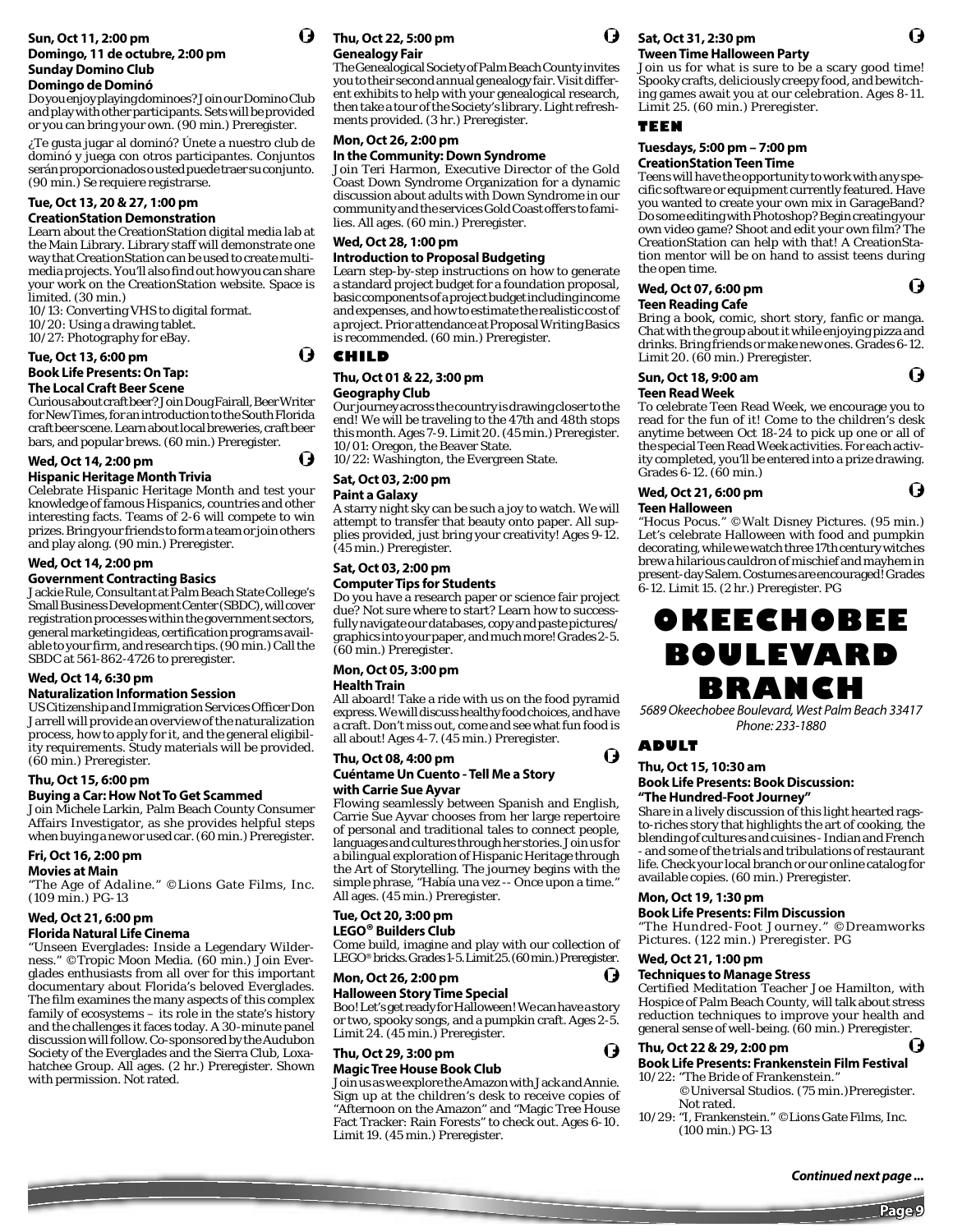**Sun, Oct 11, 2:00 pm**
**Domingo, 11 de octubre, 2:00 pm**
**Sunday Domino Club**
**Domingo de Dominó**

Do you enjoy playing dominoes? Join our Domino Club and play with other participants. Sets will be provided or you can bring your own. (90 min.) Preregister.

¿Te gusta jugar al dominó? Únete a nuestro club de dominó y juega con otros participantes. Conjuntos serán proporcionados o usted puede traer su conjunto. (90 min.) Se requiere registrarse.

**Tue, Oct 13, 20 & 27, 1:00 pm**
**CreationStation Demonstration**

Learn about the CreationStation digital media lab at the Main Library. Library staff will demonstrate one way that CreationStation can be used to create multimedia projects. You'll also find out how you can share your work on the CreationStation website. Space is limited. (30 min.)
10/13: Converting VHS to digital format.
10/20: Using a drawing tablet.
10/27: Photography for eBay.

**Tue, Oct 13, 6:00 pm**
**Book Life Presents: On Tap: The Local Craft Beer Scene**

Curious about craft beer? Join Doug Fairall, Beer Writer for New Times, for an introduction to the South Florida craft beer scene. Learn about local breweries, craft beer bars, and popular brews. (60 min.) Preregister.

**Wed, Oct 14, 2:00 pm**
**Hispanic Heritage Month Trivia**

Celebrate Hispanic Heritage Month and test your knowledge of famous Hispanics, countries and other interesting facts. Teams of 2-6 will compete to win prizes. Bring your friends to form a team or join others and play along. (90 min.) Preregister.

**Wed, Oct 14, 2:00 pm**
**Government Contracting Basics**

Jackie Rule, Consultant at Palm Beach State College's Small Business Development Center (SBDC), will cover registration processes within the government sectors, general marketing ideas, certification programs available to your firm, and research tips. (90 min.) Call the SBDC at 561-862-4726 to preregister.

**Wed, Oct 14, 6:30 pm**
**Naturalization Information Session**

US Citizenship and Immigration Services Officer Don Jarrell will provide an overview of the naturalization process, how to apply for it, and the general eligibility requirements. Study materials will be provided. (60 min.) Preregister.

**Thu, Oct 15, 6:00 pm**
**Buying a Car: How Not To Get Scammed**

Join Michele Larkin, Palm Beach County Consumer Affairs Investigator, as she provides helpful steps when buying a new or used car. (60 min.) Preregister.

**Fri, Oct 16, 2:00 pm**
**Movies at Main**

"The Age of Adaline." ©Lions Gate Films, Inc. (109 min.) PG-13

**Wed, Oct 21, 6:00 pm**
**Florida Natural Life Cinema**

"Unseen Everglades: Inside a Legendary Wilderness." ©Tropic Moon Media. (60 min.) Join Everglades enthusiasts from all over for this important documentary about Florida's beloved Everglades. The film examines the many aspects of this complex family of ecosystems – its role in the state's history and the challenges it faces today. A 30-minute panel discussion will follow. Co-sponsored by the Audubon Society of the Everglades and the Sierra Club, Loxahatchee Group. All ages. (2 hr.) Preregister. Shown with permission. Not rated.

**Thu, Oct 22, 5:00 pm**
**Genealogy Fair**

The Genealogical Society of Palm Beach County invites you to their second annual genealogy fair. Visit different exhibits to help with your genealogical research, then take a tour of the Society's library. Light refreshments provided. (3 hr.) Preregister.

**Mon, Oct 26, 2:00 pm**
**In the Community: Down Syndrome**

Join Teri Harmon, Executive Director of the Gold Coast Down Syndrome Organization for a dynamic discussion about adults with Down Syndrome in our community and the services Gold Coast offers to families. All ages. (60 min.) Preregister.

**Wed, Oct 28, 1:00 pm**
**Introduction to Proposal Budgeting**

Learn step-by-step instructions on how to generate a standard project budget for a foundation proposal, basic components of a project budget including income and expenses, and how to estimate the realistic cost of a project. Prior attendance at Proposal Writing Basics is recommended. (60 min.) Preregister.

## CHILD

**Thu, Oct 01 & 22, 3:00 pm**
**Geography Club**

Our journey across the country is drawing closer to the end! We will be traveling to the 47th and 48th stops this month. Ages 7-9. Limit 20. (45 min.) Preregister.
10/01: Oregon, the Beaver State.
10/22: Washington, the Evergreen State.

**Sat, Oct 03, 2:00 pm**
**Paint a Galaxy**

A starry night sky can be such a joy to watch. We will attempt to transfer that beauty onto paper. All supplies provided, just bring your creativity! Ages 9-12. (45 min.) Preregister.

**Sat, Oct 03, 2:00 pm**
**Computer Tips for Students**

Do you have a research paper or science fair project due? Not sure where to start? Learn how to successfully navigate our databases, copy and paste pictures/graphics into your paper, and much more! Grades 2-5. (60 min.) Preregister.

**Mon, Oct 05, 3:00 pm**
**Health Train**

All aboard! Take a ride with us on the food pyramid express. We will discuss healthy food choices, and have a craft. Don't miss out, come and see what fun food is all about! Ages 4-7. (45 min.) Preregister.

**Thu, Oct 08, 4:00 pm**
**Cuéntame Un Cuento - Tell Me a Story with Carrie Sue Ayvar**

Flowing seamlessly between Spanish and English, Carrie Sue Ayvar chooses from her large repertoire of personal and traditional tales to connect people, languages and cultures through her stories. Join us for a bilingual exploration of Hispanic Heritage through the Art of Storytelling. The journey begins with the simple phrase, "Había una vez -- Once upon a time." All ages. (45 min.) Preregister.

**Tue, Oct 20, 3:00 pm**
**LEGO® Builders Club**

Come build, imagine and play with our collection of LEGO® bricks. Grades 1-5. Limit 25. (60 min.) Preregister.

**Mon, Oct 26, 2:00 pm**
**Halloween Story Time Special**

Boo! Let's get ready for Halloween! We can have a story or two, spooky songs, and a pumpkin craft. Ages 2-5. Limit 24. (45 min.) Preregister.

**Thu, Oct 29, 3:00 pm**
**Magic Tree House Book Club**

Join us as we explore the Amazon with Jack and Annie. Sign up at the children's desk to receive copies of "Afternoon on the Amazon" and "Magic Tree House Fact Tracker: Rain Forests" to check out. Ages 6-10. Limit 19. (45 min.) Preregister.

**Sat, Oct 31, 2:30 pm**
**Tween Time Halloween Party**

Join us for what is sure to be a scary good time! Spooky crafts, deliciously creepy food, and bewitching games await you at our celebration. Ages 8-11. Limit 25. (60 min.) Preregister.

## TEEN

**Tuesdays, 5:00 pm – 7:00 pm**
**CreationStation Teen Time**

Teens will have the opportunity to work with any specific software or equipment currently featured. Have you wanted to create your own mix in GarageBand? Do some editing with Photoshop? Begin creating your own video game? Shoot and edit your own film? The CreationStation can help with that! A CreationStation mentor will be on hand to assist teens during the open time.

**Wed, Oct 07, 6:00 pm**
**Teen Reading Cafe**

Bring a book, comic, short story, fanfic or manga. Chat with the group about it while enjoying pizza and drinks. Bring friends or make new ones. Grades 6-12. Limit 20. (60 min.) Preregister.

**Sun, Oct 18, 9:00 am**
**Teen Read Week**

To celebrate Teen Read Week, we encourage you to read for the fun of it! Come to the children's desk anytime between Oct 18-24 to pick up one or all of the special Teen Read Week activities. For each activity completed, you'll be entered into a prize drawing. Grades 6-12. (60 min.)

**Wed, Oct 21, 6:00 pm**
**Teen Halloween**

"Hocus Pocus." ©Walt Disney Pictures. (95 min.) Let's celebrate Halloween with food and pumpkin decorating, while we watch three 17th century witches brew a hilarious cauldron of mischief and mayhem in present-day Salem. Costumes are encouraged! Grades 6-12. Limit 15. (2 hr.) Preregister. PG

# OKEECHOBEE BOULEVARD BRANCH

*5689 Okeechobee Boulevard, West Palm Beach 33417*
*Phone: 233-1880*

## ADULT

**Thu, Oct 15, 10:30 am**
**Book Life Presents: Book Discussion: "The Hundred-Foot Journey"**

Share in a lively discussion of this light hearted rags-to-riches story that highlights the art of cooking, the blending of cultures and cuisines - Indian and French - and some of the trials and tribulations of restaurant life. Check your local branch or our online catalog for available copies. (60 min.) Preregister.

**Mon, Oct 19, 1:30 pm**
**Book Life Presents: Film Discussion**

"The Hundred-Foot Journey." ©Dreamworks Pictures. (122 min.) Preregister. PG

**Wed, Oct 21, 1:00 pm**
**Techniques to Manage Stress**

Certified Meditation Teacher Joe Hamilton, with Hospice of Palm Beach County, will talk about stress reduction techniques to improve your health and general sense of well-being. (60 min.) Preregister.

**Thu, Oct 22 & 29, 2:00 pm**
**Book Life Presents: Frankenstein Film Festival**

10/22: "The Bride of Frankenstein." ©Universal Studios. (75 min.) Preregister. Not rated.
10/29: "I, Frankenstein." ©Lions Gate Films, Inc. (100 min.) PG-13

*Continued next page ...*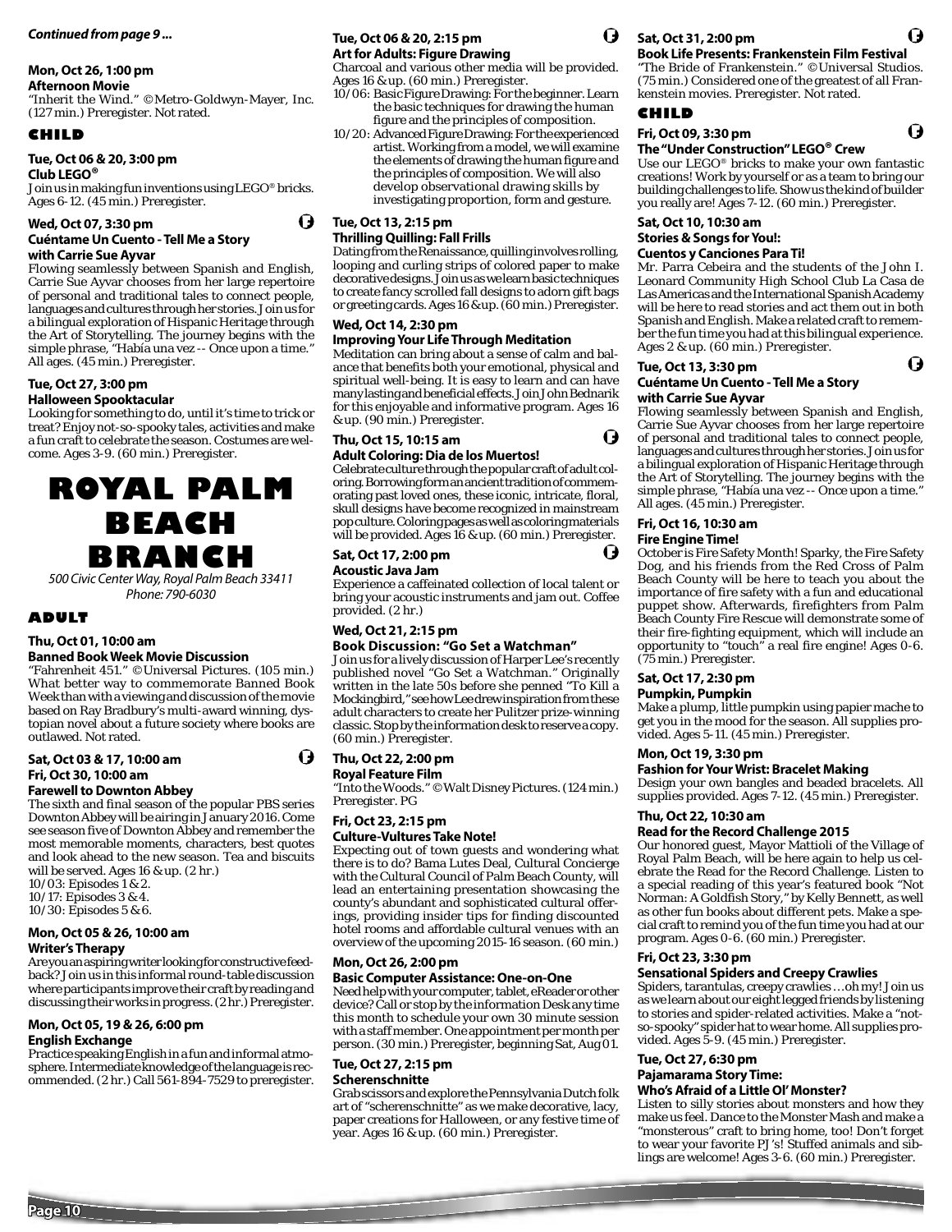*Continued from page 9 ...*

**Mon, Oct 26, 1:00 pm**
**Afternoon Movie**
"Inherit the Wind." © Metro-Goldwyn-Mayer, Inc. (127 min.) Preregister. Not rated.

## CHILD

**Tue, Oct 06 & 20, 3:00 pm**
**Club LEGO®**
Join us in making fun inventions using LEGO® bricks. Ages 6-12. (45 min.) Preregister.

**Wed, Oct 07, 3:30 pm**
**Cuéntame Un Cuento - Tell Me a Story with Carrie Sue Ayvar**
Flowing seamlessly between Spanish and English, Carrie Sue Ayvar chooses from her large repertoire of personal and traditional tales to connect people, languages and cultures through her stories. Join us for a bilingual exploration of Hispanic Heritage through the Art of Storytelling. The journey begins with the simple phrase, "Había una vez -- Once upon a time." All ages. (45 min.) Preregister.

**Tue, Oct 27, 3:00 pm**
**Halloween Spooktacular**
Looking for something to do, until it's time to trick or treat? Enjoy not-so-spooky tales, activities and make a fun craft to celebrate the season. Costumes are welcome. Ages 3-9. (60 min.) Preregister.

# ROYAL PALM BEACH BRANCH

*500 Civic Center Way, Royal Palm Beach 33411*
*Phone: 790-6030*

## ADULT

**Thu, Oct 01, 10:00 am**
**Banned Book Week Movie Discussion**
"Fahrenheit 451." © Universal Pictures. (105 min.) What better way to commemorate Banned Book Week than with a viewing and discussion of the movie based on Ray Bradbury's multi-award winning, dystopian novel about a future society where books are outlawed. Not rated.

**Sat, Oct 03 & 17, 10:00 am**
**Fri, Oct 30, 10:00 am**
**Farewell to Downton Abbey**
The sixth and final season of the popular PBS series Downton Abbey will be airing in January 2016. Come see season five of Downton Abbey and remember the most memorable moments, characters, best quotes and look ahead to the new season. Tea and biscuits will be served. Ages 16 & up. (2 hr.)
10/03: Episodes 1 & 2.
10/17: Episodes 3 & 4.
10/30: Episodes 5 & 6.

**Mon, Oct 05 & 26, 10:00 am**
**Writer's Therapy**
Are you an aspiring writer looking for constructive feedback? Join us in this informal round-table discussion where participants improve their craft by reading and discussing their works in progress. (2 hr.) Preregister.

**Mon, Oct 05, 19 & 26, 6:00 pm**
**English Exchange**
Practice speaking English in a fun and informal atmosphere. Intermediate knowledge of the language is recommended. (2 hr.) Call 561-894-7529 to preregister.

**Tue, Oct 06 & 20, 2:15 pm**
**Art for Adults: Figure Drawing**
Charcoal and various other media will be provided. Ages 16 & up. (60 min.) Preregister.
10/06: Basic Figure Drawing: For the beginner. Learn the basic techniques for drawing the human figure and the principles of composition.
10/20: Advanced Figure Drawing: For the experienced artist. Working from a model, we will examine the elements of drawing the human figure and the principles of composition. We will also develop observational drawing skills by investigating proportion, form and gesture.

**Tue, Oct 13, 2:15 pm**
**Thrilling Quilling: Fall Frills**
Dating from the Renaissance, quilling involves rolling, looping and curling strips of colored paper to make decorative designs. Join us as we learn basic techniques to create fancy scrolled fall designs to adorn gift bags or greeting cards. Ages 16 & up. (60 min.) Preregister.

**Wed, Oct 14, 2:30 pm**
**Improving Your Life Through Meditation**
Meditation can bring about a sense of calm and balance that benefits both your emotional, physical and spiritual well-being. It is easy to learn and can have many lasting and beneficial effects. Join John Bednarik for this enjoyable and informative program. Ages 16 & up. (90 min.) Preregister.

**Thu, Oct 15, 10:15 am**
**Adult Coloring: Dia de los Muertos!**
Celebrate culture through the popular craft of adult coloring. Borrowing form an ancient tradition of commemorating past loved ones, these iconic, intricate, floral, skull designs have become recognized in mainstream pop culture. Coloring pages as well as coloring materials will be provided. Ages 16 & up. (60 min.) Preregister.

**Sat, Oct 17, 2:00 pm**
**Acoustic Java Jam**
Experience a caffeinated collection of local talent or bring your acoustic instruments and jam out. Coffee provided. (2 hr.)

**Wed, Oct 21, 2:15 pm**
**Book Discussion: "Go Set a Watchman"**
Join us for a lively discussion of Harper Lee's recently published novel "Go Set a Watchman." Originally written in the late 50s before she penned "To Kill a Mockingbird," see how Lee drew inspiration from these adult characters to create her Pulitzer prize-winning classic. Stop by the information desk to reserve a copy. (60 min.) Preregister.

**Thu, Oct 22, 2:00 pm**
**Royal Feature Film**
"Into the Woods." © Walt Disney Pictures. (124 min.) Preregister. PG

**Fri, Oct 23, 2:15 pm**
**Culture-Vultures Take Note!**
Expecting out of town guests and wondering what there is to do? Bama Lutes Deal, Cultural Concierge with the Cultural Council of Palm Beach County, will lead an entertaining presentation showcasing the county's abundant and sophisticated cultural offerings, providing insider tips for finding discounted hotel rooms and affordable cultural venues with an overview of the upcoming 2015-16 season. (60 min.)

**Mon, Oct 26, 2:00 pm**
**Basic Computer Assistance: One-on-One**
Need help with your computer, tablet, eReader or other device? Call or stop by the information Desk any time this month to schedule your own 30 minute session with a staff member. One appointment per month per person. (30 min.) Preregister, beginning Sat, Aug 01.

**Tue, Oct 27, 2:15 pm**
**Scherenschnitte**
Grab scissors and explore the Pennsylvania Dutch folk art of "scherenschnitte" as we make decorative, lacy, paper creations for Halloween, or any festive time of year. Ages 16 & up. (60 min.) Preregister.

**Sat, Oct 31, 2:00 pm**
**Book Life Presents: Frankenstein Film Festival**
"The Bride of Frankenstein." © Universal Studios. (75 min.) Considered one of the greatest of all Frankenstein movies. Preregister. Not rated.

## CHILD

**Fri, Oct 09, 3:30 pm**
**The "Under Construction" LEGO® Crew**
Use our LEGO® bricks to make your own fantastic creations! Work by yourself or as a team to bring our building challenges to life. Show us the kind of builder you really are! Ages 7-12. (60 min.) Preregister.

**Sat, Oct 10, 10:30 am**
**Stories & Songs for You!: Cuentos y Canciones Para Ti!**
Mr. Parra Cebeira and the students of the John I. Leonard Community High School Club La Casa de Las Americas and the International Spanish Academy will be here to read stories and act them out in both Spanish and English. Make a related craft to remember the fun time you had at this bilingual experience. Ages 2 & up. (60 min.) Preregister.

**Tue, Oct 13, 3:30 pm**
**Cuéntame Un Cuento - Tell Me a Story with Carrie Sue Ayvar**
Flowing seamlessly between Spanish and English, Carrie Sue Ayvar chooses from her large repertoire of personal and traditional tales to connect people, languages and cultures through her stories. Join us for a bilingual exploration of Hispanic Heritage through the Art of Storytelling. The journey begins with the simple phrase, "Había una vez -- Once upon a time." All ages. (45 min.) Preregister.

**Fri, Oct 16, 10:30 am**
**Fire Engine Time!**
October is Fire Safety Month! Sparky, the Fire Safety Dog, and his friends from the Red Cross of Palm Beach County will be here to teach you about the importance of fire safety with a fun and educational puppet show. Afterwards, firefighters from Palm Beach County Fire Rescue will demonstrate some of their fire-fighting equipment, which will include an opportunity to "touch" a real fire engine! Ages 0-6. (75 min.) Preregister.

**Sat, Oct 17, 2:30 pm**
**Pumpkin, Pumpkin**
Make a plump, little pumpkin using papier mache to get you in the mood for the season. All supplies provided. Ages 5-11. (45 min.) Preregister.

**Mon, Oct 19, 3:30 pm**
**Fashion for Your Wrist: Bracelet Making**
Design your own bangles and beaded bracelets. All supplies provided. Ages 7-12. (45 min.) Preregister.

**Thu, Oct 22, 10:30 am**
**Read for the Record Challenge 2015**
Our honored guest, Mayor Mattioli of the Village of Royal Palm Beach, will be here again to help us celebrate the Read for the Record Challenge. Listen to a special reading of this year's featured book "Not Norman: A Goldfish Story," by Kelly Bennett, as well as other fun books about different pets. Make a special craft to remind you of the fun time you had at our program. Ages 0-6. (60 min.) Preregister.

**Fri, Oct 23, 3:30 pm**
**Sensational Spiders and Creepy Crawlies**
Spiders, tarantulas, creepy crawlies …oh my! Join us as we learn about our eight legged friends by listening to stories and spider-related activities. Make a "not-so-spooky" spider hat to wear home. All supplies provided. Ages 5-9. (45 min.) Preregister.

**Tue, Oct 27, 6:30 pm**
**Pajamarama Story Time: Who's Afraid of a Little Ol' Monster?**
Listen to silly stories about monsters and how they make us feel. Dance to the Monster Mash and make a "monsterous" craft to bring home, too! Don't forget to wear your favorite PJ's! Stuffed animals and siblings are welcome! Ages 3-6. (60 min.) Preregister.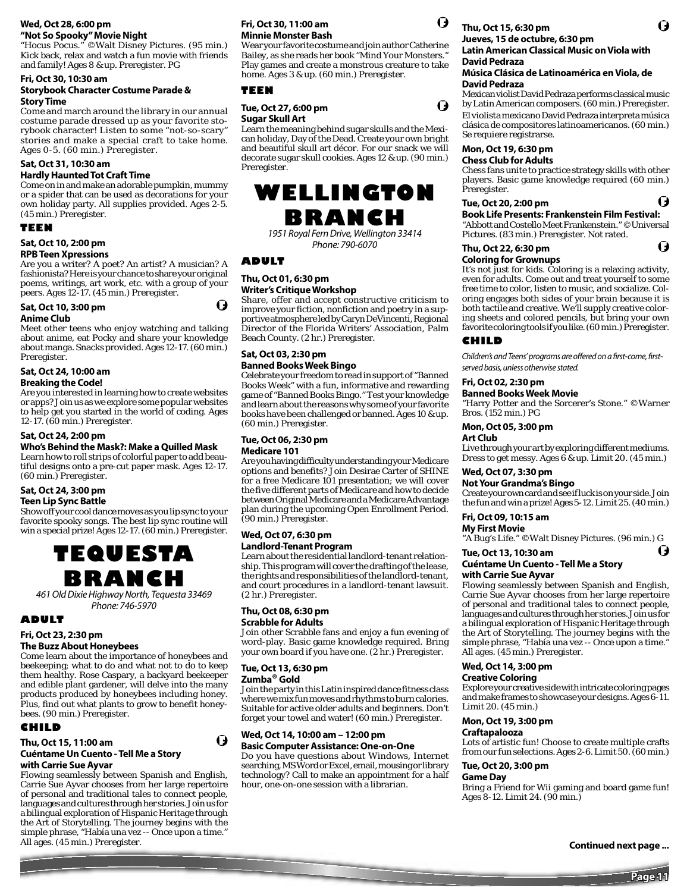**Wed, Oct 28, 6:00 pm**
**"Not So Spooky" Movie Night**
"Hocus Pocus." ©Walt Disney Pictures. (95 min.) Kick back, relax and watch a fun movie with friends and family! Ages 8 & up. Preregister. PG

**Fri, Oct 30, 10:30 am**
**Storybook Character Costume Parade & Story Time**
Come and march around the library in our annual costume parade dressed up as your favorite storybook character! Listen to some "not-so-scary" stories and make a special craft to take home. Ages 0-5. (60 min.) Preregister.

**Sat, Oct 31, 10:30 am**
**Hardly Haunted Tot Craft Time**
Come on in and make an adorable pumpkin, mummy or a spider that can be used as decorations for your own holiday party. All supplies provided. Ages 2-5. (45 min.) Preregister.

### TEEN

**Sat, Oct 10, 2:00 pm**
**RPB Teen Xpressions**
Are you a writer? A poet? An artist? A musician? A fashionista? Here is your chance to share your original poems, writings, art work, etc. with a group of your peers. Ages 12-17. (45 min.) Preregister.

**Sat, Oct 10, 3:00 pm**
**Anime Club**
Meet other teens who enjoy watching and talking about anime, eat Pocky and share your knowledge about manga. Snacks provided. Ages 12-17. (60 min.) Preregister.

**Sat, Oct 24, 10:00 am**
**Breaking the Code!**
Are you interested in learning how to create websites or apps? Join us as we explore some popular websites to help get you started in the world of coding. Ages 12-17. (60 min.) Preregister.

**Sat, Oct 24, 2:00 pm**
**Who's Behind the Mask?: Make a Quilled Mask**
Learn how to roll strips of colorful paper to add beautiful designs onto a pre-cut paper mask. Ages 12-17. (60 min.) Preregister.

**Sat, Oct 24, 3:00 pm**
**Teen Lip Sync Battle**
Show off your cool dance moves as you lip sync to your favorite spooky songs. The best lip sync routine will win a special prize! Ages 12-17. (60 min.) Preregister.

# TEQUESTA BRANCH

*461 Old Dixie Highway North, Tequesta 33469*
*Phone: 746-5970*

### ADULT

**Fri, Oct 23, 2:30 pm**
**The Buzz About Honeybees**
Come learn about the importance of honeybees and beekeeping; what to do and what not to do to keep them healthy. Rose Caspary, a backyard beekeeper and edible plant gardener, will delve into the many products produced by honeybees including honey. Plus, find out what plants to grow to benefit honeybees. (90 min.) Preregister.

### CHILD

**Thu, Oct 15, 11:00 am**
**Cuéntame Un Cuento - Tell Me a Story with Carrie Sue Ayvar**
Flowing seamlessly between Spanish and English, Carrie Sue Ayvar chooses from her large repertoire of personal and traditional tales to connect people, languages and cultures through her stories. Join us for a bilingual exploration of Hispanic Heritage through the Art of Storytelling. The journey begins with the simple phrase, "Había una vez -- Once upon a time." All ages. (45 min.) Preregister.

**Fri, Oct 30, 11:00 am**
**Minnie Monster Bash**
Wear your favorite costume and join author Catherine Bailey, as she reads her book "Mind Your Monsters." Play games and create a monstrous creature to take home. Ages 3 & up. (60 min.) Preregister.

### TEEN

**Tue, Oct 27, 6:00 pm**
**Sugar Skull Art**
Learn the meaning behind sugar skulls and the Mexican holiday, Day of the Dead. Create your own bright and beautiful skull art décor. For our snack we will decorate sugar skull cookies. Ages 12 & up. (90 min.) Preregister.

# WELLINGTON BRANCH

*1951 Royal Fern Drive, Wellington 33414*
*Phone: 790-6070*

### ADULT

**Thu, Oct 01, 6:30 pm**
**Writer's Critique Workshop**
Share, offer and accept constructive criticism to improve your fiction, nonfiction and poetry in a supportive atmosphere led by Caryn DeVincenti, Regional Director of the Florida Writers' Association, Palm Beach County. (2 hr.) Preregister.

**Sat, Oct 03, 2:30 pm**
**Banned Books Week Bingo**
Celebrate your freedom to read in support of "Banned Books Week" with a fun, informative and rewarding game of "Banned Books Bingo." Test your knowledge and learn about the reasons why some of your favorite books have been challenged or banned. Ages 10 & up. (60 min.) Preregister.

**Tue, Oct 06, 2:30 pm**
**Medicare 101**
Are you having difficulty understanding your Medicare options and benefits? Join Desirae Carter of SHINE for a free Medicare 101 presentation; we will cover the five different parts of Medicare and how to decide between Original Medicare and a Medicare Advantage plan during the upcoming Open Enrollment Period. (90 min.) Preregister.

**Wed, Oct 07, 6:30 pm**
**Landlord-Tenant Program**
Learn about the residential landlord-tenant relationship. This program will cover the drafting of the lease, the rights and responsibilities of the landlord-tenant, and court procedures in a landlord-tenant lawsuit. (2 hr.) Preregister.

**Thu, Oct 08, 6:30 pm**
**Scrabble for Adults**
Join other Scrabble fans and enjoy a fun evening of word-play. Basic game knowledge required. Bring your own board if you have one. (2 hr.) Preregister.

**Tue, Oct 13, 6:30 pm**
**Zumba® Gold**
Join the party in this Latin inspired dance fitness class where we mix fun moves and rhythms to burn calories. Suitable for active older adults and beginners. Don't forget your towel and water! (60 min.) Preregister.

**Wed, Oct 14, 10:00 am – 12:00 pm**
**Basic Computer Assistance: One-on-One**
Do you have questions about Windows, Internet searching, MS Word or Excel, email, mousing or library technology? Call to make an appointment for a half hour, one-on-one session with a librarian.

**Thu, Oct 15, 6:30 pm**
**Jueves, 15 de octubre, 6:30 pm**
**Latin American Classical Music on Viola with David Pedraza**
**Música Clásica de Latinoamérica en Viola, de David Pedraza**
Mexican violist David Pedraza performs classical music by Latin American composers. (60 min.) Preregister.
El violista mexicano David Pedraza interpreta música clásica de compositores latinoamericanos. (60 min.) Se requiere registrarse.

**Mon, Oct 19, 6:30 pm**
**Chess Club for Adults**
Chess fans unite to practice strategy skills with other players. Basic game knowledge required (60 min.) Preregister.

**Tue, Oct 20, 2:00 pm**
**Book Life Presents: Frankenstein Film Festival:**
"Abbott and Costello Meet Frankenstein." ©Universal Pictures. (83 min.) Preregister. Not rated.

**Thu, Oct 22, 6:30 pm**
**Coloring for Grownups**
It's not just for kids. Coloring is a relaxing activity, even for adults. Come out and treat yourself to some free time to color, listen to music, and socialize. Coloring engages both sides of your brain because it is both tactile and creative. We'll supply creative coloring sheets and colored pencils, but bring your own favorite coloring tools if you like. (60 min.) Preregister.

### CHILD

*Children's and Teens' programs are offered on a first-come, first-served basis, unless otherwise stated.*

**Fri, Oct 02, 2:30 pm**
**Banned Books Week Movie**
"Harry Potter and the Sorcerer's Stone." ©Warner Bros. (152 min.) PG

**Mon, Oct 05, 3:00 pm**
**Art Club**
Live through your art by exploring different mediums. Dress to get messy. Ages 6 & up. Limit 20. (45 min.)

**Wed, Oct 07, 3:30 pm**
**Not Your Grandma's Bingo**
Create your own card and see if luck is on your side. Join the fun and win a prize! Ages 5-12. Limit 25. (40 min.)

**Fri, Oct 09, 10:15 am**
**My First Movie**
"A Bug's Life." ©Walt Disney Pictures. (96 min.) G

**Tue, Oct 13, 10:30 am**
**Cuéntame Un Cuento - Tell Me a Story with Carrie Sue Ayvar**
Flowing seamlessly between Spanish and English, Carrie Sue Ayvar chooses from her large repertoire of personal and traditional tales to connect people, languages and cultures through her stories. Join us for a bilingual exploration of Hispanic Heritage through the Art of Storytelling. The journey begins with the simple phrase, "Había una vez -- Once upon a time." All ages. (45 min.) Preregister.

**Wed, Oct 14, 3:00 pm**
**Creative Coloring**
Explore your creative side with intricate coloring pages and make frames to showcase your designs. Ages 6-11. Limit 20. (45 min.)

**Mon, Oct 19, 3:00 pm**
**Craftapalooza**
Lots of artistic fun! Choose to create multiple crafts from our fun selections. Ages 2-6. Limit 50. (60 min.)

**Tue, Oct 20, 3:00 pm**
**Game Day**
Bring a Friend for Wii gaming and board game fun! Ages 8-12. Limit 24. (90 min.)

**Continued next page ...**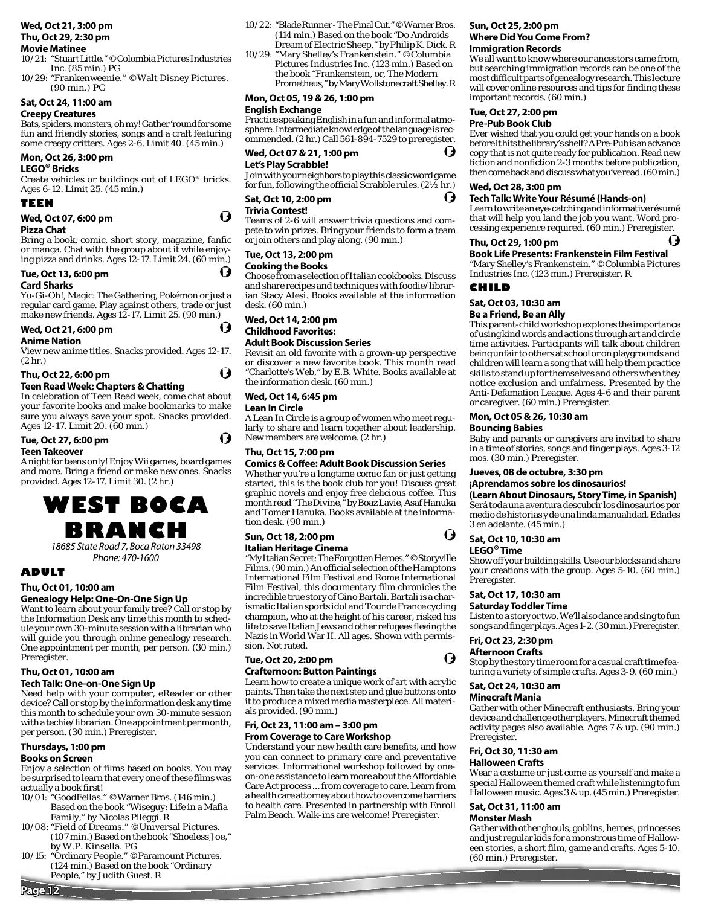**Wed, Oct 21, 3:00 pm**
**Thu, Oct 29, 2:30 pm**
**Movie Matinee**

- 10/21: "Stuart Little." © Colombia Pictures Industries Inc. (85 min.) PG
- 10/29: "Frankenweenie." © Walt Disney Pictures. (90 min.) PG

**Sat, Oct 24, 11:00 am**
**Creepy Creatures**
Bats, spiders, monsters, oh my! Gather 'round for some fun and friendly stories, songs and a craft featuring some creepy critters. Ages 2-6. Limit 40. (45 min.)

**Mon, Oct 26, 3:00 pm**
**LEGO® Bricks**
Create vehicles or buildings out of LEGO® bricks. Ages 6-12. Limit 25. (45 min.)

## TEEN

**Wed, Oct 07, 6:00 pm**
**Pizza Chat**
Bring a book, comic, short story, magazine, fanfic or manga. Chat with the group about it while enjoying pizza and drinks. Ages 12-17. Limit 24. (60 min.)

**Tue, Oct 13, 6:00 pm**
**Card Sharks**
Yu-Gi-Oh!, Magic: The Gathering, Pokémon or just a regular card game. Play against others, trade or just make new friends. Ages 12-17. Limit 25. (90 min.)

**Wed, Oct 21, 6:00 pm**
**Anime Nation**
View new anime titles. Snacks provided. Ages 12-17. (2 hr.)

**Thu, Oct 22, 6:00 pm**
**Teen Read Week: Chapters & Chatting**
In celebration of Teen Read week, come chat about your favorite books and make bookmarks to make sure you always save your spot. Snacks provided. Ages 12-17. Limit 20. (60 min.)

**Tue, Oct 27, 6:00 pm**
**Teen Takeover**
A night for teens only! Enjoy Wii games, board games and more. Bring a friend or make new ones. Snacks provided. Ages 12-17. Limit 30. (2 hr.)

# WEST BOCA BRANCH

*18685 State Road 7, Boca Raton 33498*
*Phone: 470-1600*

## ADULT

**Thu, Oct 01, 10:00 am**
**Genealogy Help: One-On-One Sign Up**
Want to learn about your family tree? Call or stop by the Information Desk any time this month to schedule your own 30-minute session with a librarian who will guide you through online genealogy research. One appointment per month, per person. (30 min.) Preregister.

**Thu, Oct 01, 10:00 am**
**Tech Talk: One-on-One Sign Up**
Need help with your computer, eReader or other device? Call or stop by the information desk any time this month to schedule your own 30-minute session with a techie/librarian. One appointment per month, per person. (30 min.) Preregister.

**Thursdays, 1:00 pm**
**Books on Screen**
Enjoy a selection of films based on books. You may be surprised to learn that every one of these films was actually a book first!

- 10/01: "GoodFellas." © Warner Bros. (146 min.) Based on the book "Wiseguy: Life in a Mafia Family," by Nicolas Pileggi. R
- 10/08: "Field of Dreams." © Universal Pictures. (107 min.) Based on the book "Shoeless Joe," by W.P. Kinsella. PG
- 10/15: "Ordinary People." © Paramount Pictures. (124 min.) Based on the book "Ordinary People," by Judith Guest. R
- 10/22: "Blade Runner - The Final Cut." © Warner Bros. (114 min.) Based on the book "Do Androids Dream of Electric Sheep," by Philip K. Dick. R
- 10/29: "Mary Shelley's Frankenstein." © Columbia Pictures Industries Inc. (123 min.) Based on the book "Frankenstein, or, The Modern Prometheus," by Mary Wollstonecraft Shelley. R

**Mon, Oct 05, 19 & 26, 1:00 pm**
**English Exchange**
Practice speaking English in a fun and informal atmosphere. Intermediate knowledge of the language is recommended. (2 hr.) Call 561-894-7529 to preregister.

**Wed, Oct 07 & 21, 1:00 pm**
**Let's Play Scrabble!**
Join with your neighbors to play this classic word game for fun, following the official Scrabble rules. (2½ hr.)

**Sat, Oct 10, 2:00 pm**
**Trivia Contest!**
Teams of 2-6 will answer trivia questions and compete to win prizes. Bring your friends to form a team or join others and play along. (90 min.)

**Tue, Oct 13, 2:00 pm**
**Cooking the Books**
Choose from a selection of Italian cookbooks. Discuss and share recipes and techniques with foodie/librarian Stacy Alesi. Books available at the information desk. (60 min.)

**Wed, Oct 14, 2:00 pm**
**Childhood Favorites:**
**Adult Book Discussion Series**
Revisit an old favorite with a grown-up perspective or discover a new favorite book. This month read "Charlotte's Web," by E.B. White. Books available at the information desk. (60 min.)

**Wed, Oct 14, 6:45 pm**
**Lean In Circle**
A Lean In Circle is a group of women who meet regularly to share and learn together about leadership. New members are welcome. (2 hr.)

**Thu, Oct 15, 7:00 pm**
**Comics & Coffee: Adult Book Discussion Series**
Whether you're a longtime comic fan or just getting started, this is the book club for you! Discuss great graphic novels and enjoy free delicious coffee. This month read "The Divine," by Boaz Lavie, Asaf Hanuka and Tomer Hanuka. Books available at the information desk. (90 min.)

**Sun, Oct 18, 2:00 pm**
**Italian Heritage Cinema**
"My Italian Secret: The Forgotten Heroes." © Storyville Films. (90 min.) An official selection of the Hamptons International Film Festival and Rome International Film Festival, this documentary film chronicles the incredible true story of Gino Bartali. Bartali is a charismatic Italian sports idol and Tour de France cycling champion, who at the height of his career, risked his life to save Italian Jews and other refugees fleeing the Nazis in World War II. All ages. Shown with permission. Not rated.

**Tue, Oct 20, 2:00 pm**
**Crafternoon: Button Paintings**
Learn how to create a unique work of art with acrylic paints. Then take the next step and glue buttons onto it to produce a mixed media masterpiece. All materials provided. (90 min.)

**Fri, Oct 23, 11:00 am – 3:00 pm**
**From Coverage to Care Workshop**
Understand your new health care benefits, and how you can connect to primary care and preventative services. Informational workshop followed by one-on-one assistance to learn more about the Affordable Care Act process ... from coverage to care. Learn from a health care attorney about how to overcome barriers to health care. Presented in partnership with Enroll Palm Beach. Walk-ins are welcome! Preregister.

**Sun, Oct 25, 2:00 pm**
**Where Did You Come From?**
**Immigration Records**
We all want to know where our ancestors came from, but searching immigration records can be one of the most difficult parts of genealogy research. This lecture will cover online resources and tips for finding these important records. (60 min.)

**Tue, Oct 27, 2:00 pm**
**Pre-Pub Book Club**
Ever wished that you could get your hands on a book before it hits the library's shelf? A Pre-Pub is an advance copy that is not quite ready for publication. Read new fiction and nonfiction 2-3 months before publication, then come back and discuss what you've read. (60 min.)

**Wed, Oct 28, 3:00 pm**
**Tech Talk: Write Your Résumé (Hands-on)**
Learn to write an eye-catching and informative résumé that will help you land the job you want. Word processing experience required. (60 min.) Preregister.

**Thu, Oct 29, 1:00 pm**
**Book Life Presents: Frankenstein Film Festival**
"Mary Shelley's Frankenstein." © Columbia Pictures Industries Inc. (123 min.) Preregister. R

## CHILD

**Sat, Oct 03, 10:30 am**
**Be a Friend, Be an Ally**
This parent-child workshop explores the importance of using kind words and actions through art and circle time activities. Participants will talk about children being unfair to others at school or on playgrounds and children will learn a song that will help them practice skills to stand up for themselves and others when they notice exclusion and unfairness. Presented by the Anti-Defamation League. Ages 4-6 and their parent or caregiver. (60 min.) Preregister.

**Mon, Oct 05 & 26, 10:30 am**
**Bouncing Babies**
Baby and parents or caregivers are invited to share in a time of stories, songs and finger plays. Ages 3-12 mos. (30 min.) Preregister.

**Jueves, 08 de octubre, 3:30 pm**
**¡Aprendamos sobre los dinosaurios!**
**(Learn About Dinosaurs, Story Time, in Spanish)**
Será toda una aventura descubrir los dinosaurios por medio de historias y de una linda manualidad. Edades 3 en adelante. (45 min.)

**Sat, Oct 10, 10:30 am**
**LEGO® Time**
Show off your building skills. Use our blocks and share your creations with the group. Ages 5-10. (60 min.) Preregister.

**Sat, Oct 17, 10:30 am**
**Saturday Toddler Time**
Listen to a story or two. We'll also dance and sing to fun songs and finger plays. Ages 1-2. (30 min.) Preregister.

**Fri, Oct 23, 2:30 pm**
**Afternoon Crafts**
Stop by the story time room for a casual craft time featuring a variety of simple crafts. Ages 3-9. (60 min.)

**Sat, Oct 24, 10:30 am**
**Minecraft Mania**
Gather with other Minecraft enthusiasts. Bring your device and challenge other players. Minecraft themed activity pages also available. Ages 7 & up. (90 min.) Preregister.

**Fri, Oct 30, 11:30 am**
**Halloween Crafts**
Wear a costume or just come as yourself and make a special Halloween themed craft while listening to fun Halloween music. Ages 3 & up. (45 min.) Preregister.

**Sat, Oct 31, 11:00 am**
**Monster Mash**
Gather with other ghouls, goblins, heroes, princesses and just regular kids for a monstrous time of Halloween stories, a short film, game and crafts. Ages 5-10. (60 min.) Preregister.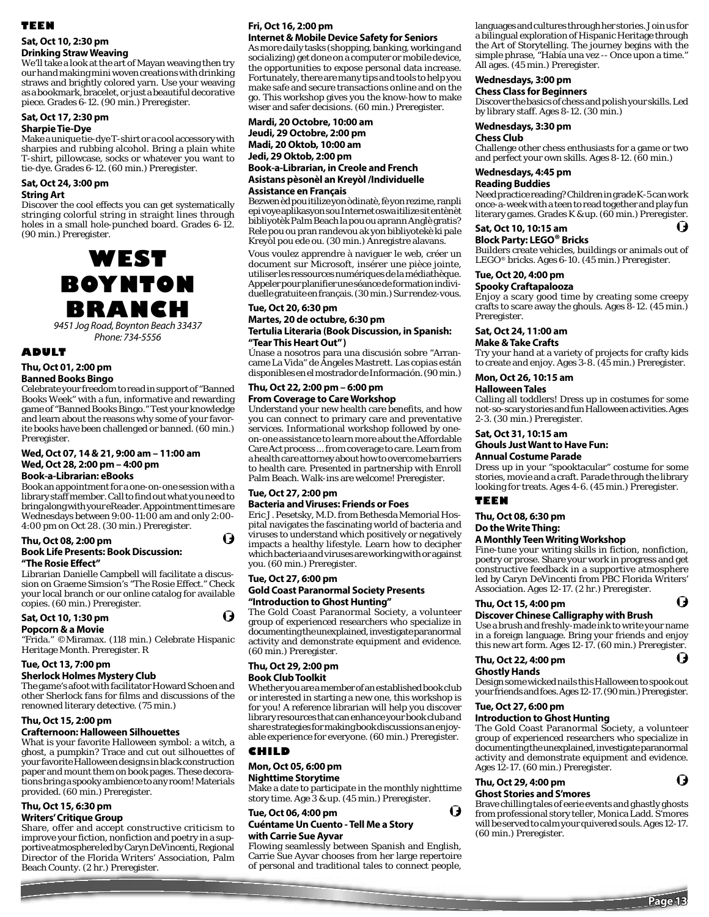## TEEN

**Sat, Oct 10, 2:30 pm**
**Drinking Straw Weaving**
We'll take a look at the art of Mayan weaving then try our hand making mini woven creations with drinking straws and brightly colored yarn. Use your weaving as a bookmark, bracelet, or just a beautiful decorative piece. Grades 6-12. (90 min.) Preregister.

**Sat, Oct 17, 2:30 pm**
**Sharpie Tie-Dye**
Make a unique tie-dye T-shirt or a cool accessory with sharpies and rubbing alcohol. Bring a plain white T-shirt, pillowcase, socks or whatever you want to tie-dye. Grades 6-12. (60 min.) Preregister.

**Sat, Oct 24, 3:00 pm**
**String Art**
Discover the cool effects you can get systematically stringing colorful string in straight lines through holes in a small hole-punched board. Grades 6-12. (90 min.) Preregister.

# WEST BOYNTON BRANCH

*9451 Jog Road, Boynton Beach 33437*
*Phone: 734-5556*

## ADULT

**Thu, Oct 01, 2:00 pm**
**Banned Books Bingo**
Celebrate your freedom to read in support of "Banned Books Week" with a fun, informative and rewarding game of "Banned Books Bingo." Test your knowledge and learn about the reasons why some of your favorite books have been challenged or banned. (60 min.) Preregister.

**Wed, Oct 07, 14 & 21, 9:00 am – 11:00 am**
**Wed, Oct 28, 2:00 pm – 4:00 pm**
**Book-a-Librarian: eBooks**
Book an appointment for a one-on-one session with a library staff member. Call to find out what you need to bring along with your eReader. Appointment times are Wednesdays between 9:00-11:00 am and only 2:00-4:00 pm on Oct 28. (30 min.) Preregister.

**Thu, Oct 08, 2:00 pm**
**Book Life Presents: Book Discussion: "The Rosie Effect"**
Librarian Danielle Campbell will facilitate a discussion on Graeme Simsion's "The Rosie Effect." Check your local branch or our online catalog for available copies. (60 min.) Preregister.

**Sat, Oct 10, 1:30 pm**
**Popcorn & a Movie**
"Frida." © Miramax. (118 min.) Celebrate Hispanic Heritage Month. Preregister. R

**Tue, Oct 13, 7:00 pm**
**Sherlock Holmes Mystery Club**
The game's afoot with facilitator Howard Schoen and other Sherlock fans for films and discussions of the renowned literary detective. (75 min.)

**Thu, Oct 15, 2:00 pm**
**Crafternoon: Halloween Silhouettes**
What is your favorite Halloween symbol: a witch, a ghost, a pumpkin? Trace and cut out silhouettes of your favorite Halloween designs in black construction paper and mount them on book pages. These decorations bring a spooky ambience to any room! Materials provided. (60 min.) Preregister.

**Thu, Oct 15, 6:30 pm**
**Writers' Critique Group**
Share, offer and accept constructive criticism to improve your fiction, nonfiction and poetry in a supportive atmosphere led by Caryn DeVincenti, Regional Director of the Florida Writers' Association, Palm Beach County. (2 hr.) Preregister.

**Fri, Oct 16, 2:00 pm**
**Internet & Mobile Device Safety for Seniors**
As more daily tasks (shopping, banking, working and socializing) get done on a computer or mobile device, the opportunities to expose personal data increase. Fortunately, there are many tips and tools to help you make safe and secure transactions online and on the go. This workshop gives you the know-how to make wiser and safer decisions. (60 min.) Preregister.

**Mardi, 20 Octobre, 10:00 am**
**Jeudi, 29 Octobre, 2:00 pm**
**Madi, 20 Oktob, 10:00 am**
**Jedi, 29 Oktob, 2:00 pm**
**Book-a-Librarian, in Creole and French**
**Asistans pèsonèl an Kreyòl /Individuelle Assistance en Français**
Bezwen èd pou itilize yon òdinatè, fè yon rezime, ranpli epi voye aplikasyon sou Internet oswa itilize sit entènèt bibliyotèk Palm Beach la pou ou aprann Anglè gratis? Rele pou ou pran randevou ak yon bibliyotekè ki pale Kreyòl pou ede ou. (30 min.) Anregistre alavans.

Vous voulez apprendre à naviguer le web, créer un document sur Microsoft, insérer une pièce jointe, utiliser les ressources numériques de la médiathèque. Appeler pour planifier une séance de formation individuelle gratuite en français. (30 min.) Sur rendez-vous.

**Tue, Oct 20, 6:30 pm**
**Martes, 20 de octubre, 6:30 pm**
**Tertulia Literaria (Book Discussion, in Spanish: "Tear This Heart Out")**
Únase a nosotros para una discusión sobre "Arráncame La Vida" de Ángeles Mastrett. Las copias están disponibles en el mostrador de Información. (90 min.)

**Thu, Oct 22, 2:00 pm – 6:00 pm**
**From Coverage to Care Workshop**
Understand your new health care benefits, and how you can connect to primary care and preventative services. Informational workshop followed by one-on-one assistance to learn more about the Affordable Care Act process ... from coverage to care. Learn from a health care attorney about how to overcome barriers to health care. Presented in partnership with Enroll Palm Beach. Walk-ins are welcome! Preregister.

**Tue, Oct 27, 2:00 pm**
**Bacteria and Viruses: Friends or Foes**
Eric J. Pesetsky, M.D. from Bethesda Memorial Hospital navigates the fascinating world of bacteria and viruses to understand which positively or negatively impacts a healthy lifestyle. Learn how to decipher which bacteria and viruses are working with or against you. (60 min.) Preregister.

**Tue, Oct 27, 6:00 pm**
**Gold Coast Paranormal Society Presents "Introduction to Ghost Hunting"**
The Gold Coast Paranormal Society, a volunteer group of experienced researchers who specialize in documenting the unexplained, investigate paranormal activity and demonstrate equipment and evidence. (60 min.) Preregister.

**Thu, Oct 29, 2:00 pm**
**Book Club Toolkit**
Whether you are a member of an established book club or interested in starting a new one, this workshop is for you! A reference librarian will help you discover library resources that can enhance your book club and share strategies for making book discussions an enjoyable experience for everyone. (60 min.) Preregister.

## CHILD

**Mon, Oct 05, 6:00 pm**
**Nighttime Storytime**
Make a date to participate in the monthly nighttime story time. Age 3 & up. (45 min.) Preregister.

**Tue, Oct 06, 4:00 pm**
**Cuéntame Un Cuento - Tell Me a Story with Carrie Sue Ayvar**
Flowing seamlessly between Spanish and English, Carrie Sue Ayvar chooses from her large repertoire of personal and traditional tales to connect people, languages and cultures through her stories. Join us for a bilingual exploration of Hispanic Heritage through the Art of Storytelling. The journey begins with the simple phrase, "Había una vez -- Once upon a time." All ages. (45 min.) Preregister.

**Wednesdays, 3:00 pm**
**Chess Class for Beginners**
Discover the basics of chess and polish your skills. Led by library staff. Ages 8-12. (30 min.)

**Wednesdays, 3:30 pm**
**Chess Club**
Challenge other chess enthusiasts for a game or two and perfect your own skills. Ages 8-12. (60 min.)

**Wednesdays, 4:45 pm**
**Reading Buddies**
Need practice reading? Children in grade K-5 can work once-a-week with a teen to read together and play fun literary games. Grades K & up. (60 min.) Preregister.

**Sat, Oct 10, 10:15 am**
**Block Party: LEGO® Bricks**
Builders create vehicles, buildings or animals out of LEGO® bricks. Ages 6-10. (45 min.) Preregister.

**Tue, Oct 20, 4:00 pm**
**Spooky Craftapalooza**
Enjoy a scary good time by creating some creepy crafts to scare away the ghouls. Ages 8-12. (45 min.) Preregister.

**Sat, Oct 24, 11:00 am**
**Make & Take Crafts**
Try your hand at a variety of projects for crafty kids to create and enjoy. Ages 3-8. (45 min.) Preregister.

**Mon, Oct 26, 10:15 am**
**Halloween Tales**
Calling all toddlers! Dress up in costumes for some not-so-scary stories and fun Halloween activities. Ages 2-3. (30 min.) Preregister.

**Sat, Oct 31, 10:15 am**
**Ghouls Just Want to Have Fun: Annual Costume Parade**
Dress up in your "spooktacular" costume for some stories, movie and a craft. Parade through the library looking for treats. Ages 4-6. (45 min.) Preregister.

## TEEN

**Thu, Oct 08, 6:30 pm**
**Do the Write Thing: A Monthly Teen Writing Workshop**
Fine-tune your writing skills in fiction, nonfiction, poetry or prose. Share your work in progress and get constructive feedback in a supportive atmosphere led by Caryn DeVincenti from PBC Florida Writers' Association. Ages 12-17. (2 hr.) Preregister.

**Thu, Oct 15, 4:00 pm**
**Discover Chinese Calligraphy with Brush**
Use a brush and freshly-made ink to write your name in a foreign language. Bring your friends and enjoy this new art form. Ages 12-17. (60 min.) Preregister.

**Thu, Oct 22, 4:00 pm**
**Ghostly Hands**
Design some wicked nails this Halloween to spook out your friends and foes. Ages 12-17. (90 min.) Preregister.

**Tue, Oct 27, 6:00 pm**
**Introduction to Ghost Hunting**
The Gold Coast Paranormal Society, a volunteer group of experienced researchers who specialize in documenting the unexplained, investigate paranormal activity and demonstrate equipment and evidence. Ages 12-17. (60 min.) Preregister.

**Thu, Oct 29, 4:00 pm**
**Ghost Stories and S'mores**
Brave chilling tales of eerie events and ghastly ghosts from professional story teller, Monica Ladd. S'mores will be served to calm your quivered souls. Ages 12-17. (60 min.) Preregister.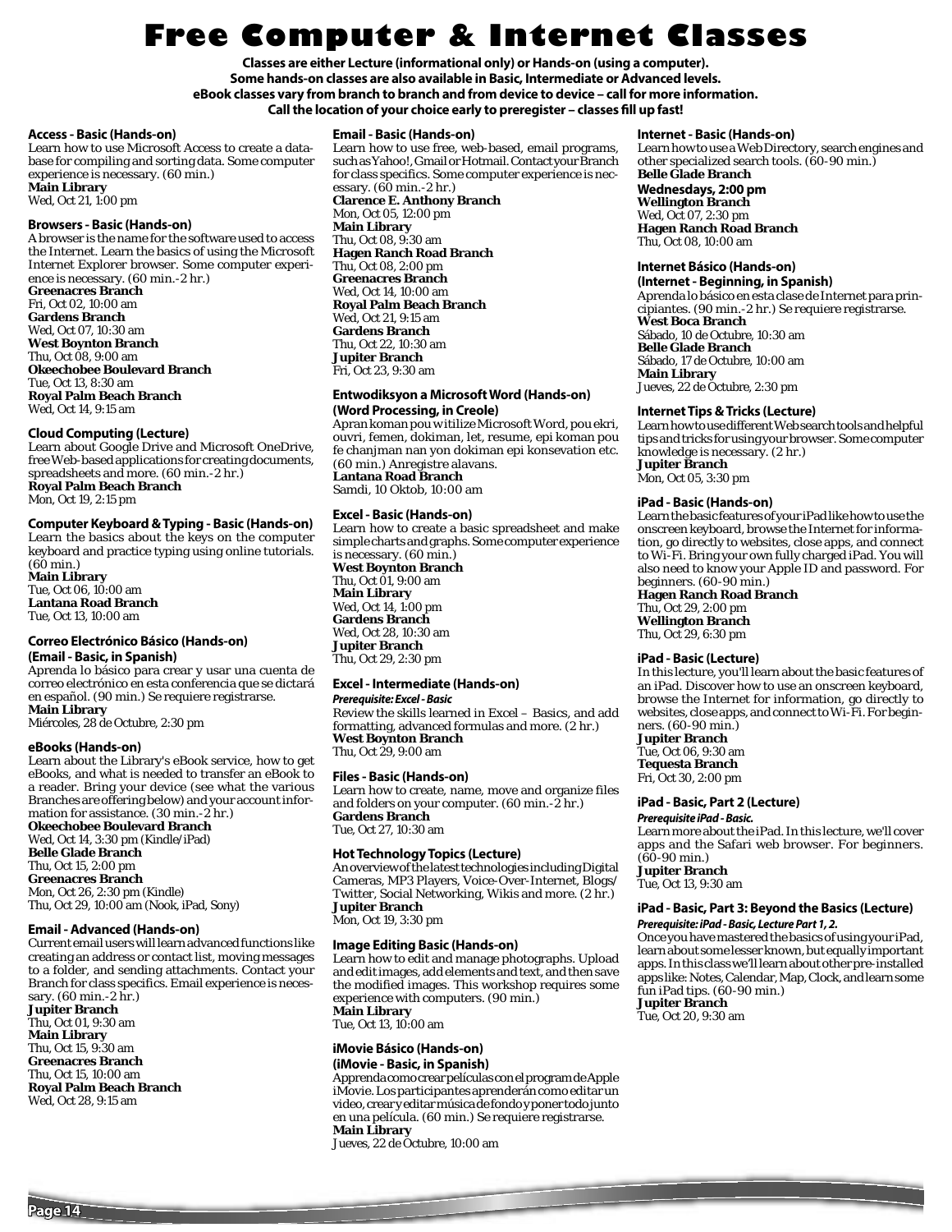# Free Computer & Internet Classes

**Classes are either Lecture (informational only) or Hands-on (using a computer).**
**Some hands-on classes are also available in Basic, Intermediate or Advanced levels.**
**eBook classes vary from branch to branch and from device to device – call for more information.**
**Call the location of your choice early to preregister – classes fill up fast!**

### Access - Basic (Hands-on)

Learn how to use Microsoft Access to create a database for compiling and sorting data. Some computer experience is necessary. (60 min.)

**Main Library**
Wed, Oct 21, 1:00 pm

### Browsers - Basic (Hands-on)

A browser is the name for the software used to access the Internet. Learn the basics of using the Microsoft Internet Explorer browser. Some computer experience is necessary. (60 min.-2 hr.)

**Greenacres Branch**
Fri, Oct 02, 10:00 am
**Gardens Branch**
Wed, Oct 07, 10:30 am
**West Boynton Branch**
Thu, Oct 08, 9:00 am
**Okeechobee Boulevard Branch**
Tue, Oct 13, 8:30 am
**Royal Palm Beach Branch**
Wed, Oct 14, 9:15 am

### Cloud Computing (Lecture)

Learn about Google Drive and Microsoft OneDrive, free Web-based applications for creating documents, spreadsheets and more. (60 min.-2 hr.)

**Royal Palm Beach Branch**
Mon, Oct 19, 2:15 pm

### Computer Keyboard & Typing - Basic (Hands-on)

Learn the basics about the keys on the computer keyboard and practice typing using online tutorials. (60 min.)

**Main Library**
Tue, Oct 06, 10:00 am
**Lantana Road Branch**
Tue, Oct 13, 10:00 am

### Correo Electrónico Básico (Hands-on)
### (Email - Basic, in Spanish)

Aprenda lo básico para crear y usar una cuenta de correo electrónico en esta conferencia que se dictará en español. (90 min.) Se requiere registrarse.

**Main Library**
Miércoles, 28 de Octubre, 2:30 pm

### eBooks (Hands-on)

Learn about the Library's eBook service, how to get eBooks, and what is needed to transfer an eBook to a reader. Bring your device (see what the various Branches are offering below) and your account information for assistance. (30 min.-2 hr.)

**Okeechobee Boulevard Branch**
Wed, Oct 14, 3:30 pm (Kindle/iPad)
**Belle Glade Branch**
Thu, Oct 15, 2:00 pm
**Greenacres Branch**
Mon, Oct 26, 2:30 pm (Kindle)
Thu, Oct 29, 10:00 am (Nook, iPad, Sony)

### Email - Advanced (Hands-on)

Current email users will learn advanced functions like creating an address or contact list, moving messages to a folder, and sending attachments. Contact your Branch for class specifics. Email experience is necessary. (60 min.-2 hr.)

**Jupiter Branch**
Thu, Oct 01, 9:30 am
**Main Library**
Thu, Oct 15, 9:30 am
**Greenacres Branch**
Thu, Oct 15, 10:00 am
**Royal Palm Beach Branch**
Wed, Oct 28, 9:15 am

### Email - Basic (Hands-on)

Learn how to use free, web-based, email programs, such as Yahoo!, Gmail or Hotmail. Contact your Branch for class specifics. Some computer experience is necessary. (60 min.-2 hr.)

**Clarence E. Anthony Branch**
Mon, Oct 05, 12:00 pm
**Main Library**
Thu, Oct 08, 9:30 am
**Hagen Ranch Road Branch**
Thu, Oct 08, 2:00 pm
**Greenacres Branch**
Wed, Oct 14, 10:00 am
**Royal Palm Beach Branch**
Wed, Oct 21, 9:15 am
**Gardens Branch**
Thu, Oct 22, 10:30 am
**Jupiter Branch**
Fri, Oct 23, 9:30 am

### Entwodiksyon a Microsoft Word (Hands-on)
### (Word Processing, in Creole)

Apran koman pou w itilize Microsoft Word, pou ekri, ouvri, femen, dokiman, let, resume, epi koman pou fe chanjman nan yon dokiman epi konsevation etc. (60 min.) Anregistre alavans.

**Lantana Road Branch**
Samdi, 10 Oktob, 10:00 am

### Excel - Basic (Hands-on)

Learn how to create a basic spreadsheet and make simple charts and graphs. Some computer experience is necessary. (60 min.)

**West Boynton Branch**
Thu, Oct 01, 9:00 am
**Main Library**
Wed, Oct 14, 1:00 pm
**Gardens Branch**
Wed, Oct 28, 10:30 am
**Jupiter Branch**
Thu, Oct 29, 2:30 pm

### Excel - Intermediate (Hands-on)

*Prerequisite: Excel - Basic*

Review the skills learned in Excel – Basics, and add formatting, advanced formulas and more. (2 hr.)

**West Boynton Branch**
Thu, Oct 29, 9:00 am

### Files - Basic (Hands-on)

Learn how to create, name, move and organize files and folders on your computer. (60 min.-2 hr.)

**Gardens Branch**
Tue, Oct 27, 10:30 am

### Hot Technology Topics (Lecture)

An overview of the latest technologies including Digital Cameras, MP3 Players, Voice-Over-Internet, Blogs/Twitter, Social Networking, Wikis and more. (2 hr.)

**Jupiter Branch**
Mon, Oct 19, 3:30 pm

### Image Editing Basic (Hands-on)

Learn how to edit and manage photographs. Upload and edit images, add elements and text, and then save the modified images. This workshop requires some experience with computers. (90 min.)

**Main Library**
Tue, Oct 13, 10:00 am

### iMovie Básico (Hands-on)
### (iMovie - Basic, in Spanish)

Apprenda como crear películas con el program de Apple iMovie. Los participantes aprenderán como editar un video, crear y editar música de fondo y poner todo junto en una película. (60 min.) Se requiere registrarse.

**Main Library**
Jueves, 22 de Octubre, 10:00 am

### Internet - Basic (Hands-on)

Learn how to use a Web Directory, search engines and other specialized search tools. (60-90 min.)

**Belle Glade Branch**
**Wednesdays, 2:00 pm**
**Wellington Branch**
Wed, Oct 07, 2:30 pm
**Hagen Ranch Road Branch**
Thu, Oct 08, 10:00 am

### Internet Básico (Hands-on)
### (Internet - Beginning, in Spanish)

Aprenda lo básico en esta clase de Internet para principiantes. (90 min.-2 hr.) Se requiere registrarse.

**West Boca Branch**
Sábado, 10 de Octubre, 10:30 am
**Belle Glade Branch**
Sábado, 17 de Octubre, 10:00 am
**Main Library**
Jueves, 22 de Octubre, 2:30 pm

### Internet Tips & Tricks (Lecture)

Learn how to use different Web search tools and helpful tips and tricks for using your browser. Some computer knowledge is necessary. (2 hr.)

**Jupiter Branch**
Mon, Oct 05, 3:30 pm

### iPad - Basic (Hands-on)

Learn the basic features of your iPad like how to use the onscreen keyboard, browse the Internet for information, go directly to websites, close apps, and connect to Wi-Fi. Bring your own fully charged iPad. You will also need to know your Apple ID and password. For beginners. (60-90 min.)

**Hagen Ranch Road Branch**
Thu, Oct 29, 2:00 pm
**Wellington Branch**
Thu, Oct 29, 6:30 pm

### iPad - Basic (Lecture)

In this lecture, you'll learn about the basic features of an iPad. Discover how to use an onscreen keyboard, browse the Internet for information, go directly to websites, close apps, and connect to Wi-Fi. For beginners. (60-90 min.)

**Jupiter Branch**
Tue, Oct 06, 9:30 am
**Tequesta Branch**
Fri, Oct 30, 2:00 pm

### iPad - Basic, Part 2 (Lecture)

*Prerequisite iPad - Basic.*

Learn more about the iPad. In this lecture, we'll cover apps and the Safari web browser. For beginners. (60-90 min.)

**Jupiter Branch**
Tue, Oct 13, 9:30 am

### iPad - Basic, Part 3: Beyond the Basics (Lecture)

*Prerequisite: iPad - Basic, Lecture Part 1, 2.*

Once you have mastered the basics of using your iPad, learn about some lesser known, but equally important apps. In this class we'll learn about other pre-installed apps like: Notes, Calendar, Map, Clock, and learn some fun iPad tips. (60-90 min.)

**Jupiter Branch**
Tue, Oct 20, 9:30 am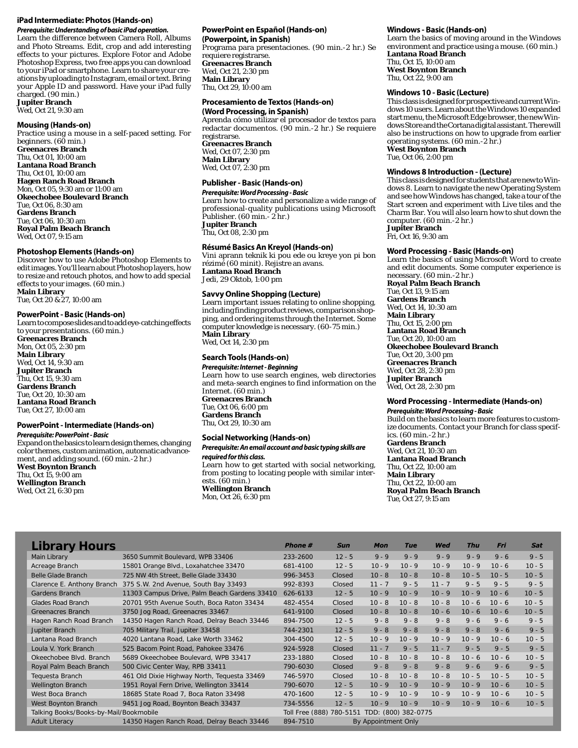### iPad Intermediate: Photos (Hands-on)

***Prerequisite: Understanding of basic iPad operation.***

Learn the difference between Camera Roll, Albums and Photo Streams. Edit, crop and add interesting effects to your pictures. Explore Fotor and Adobe Photoshop Express, two free apps you can download to your iPad or smartphone. Learn to share your creations by uploading to Instagram, email or text. Bring your Apple ID and password. Have your iPad fully charged. (90 min.)

**Jupiter Branch**
Wed, Oct 21, 9:30 am

### Mousing (Hands-on)

Practice using a mouse in a self-paced setting. For beginners. (60 min.)

**Greenacres Branch**
Thu, Oct 01, 10:00 am
**Lantana Road Branch**
Thu, Oct 01, 10:00 am
**Hagen Ranch Road Branch**
Mon, Oct 05, 9:30 am or 11:00 am
**Okeechobee Boulevard Branch**
Tue, Oct 06, 8:30 am
**Gardens Branch**
Tue, Oct 06, 10:30 am
**Royal Palm Beach Branch**
Wed, Oct 07, 9:15 am

### Photoshop Elements (Hands-on)

Discover how to use Adobe Photoshop Elements to edit images. You'll learn about Photoshop layers, how to resize and retouch photos, and how to add special effects to your images. (60 min.)

**Main Library**
Tue, Oct 20 & 27, 10:00 am

### PowerPoint - Basic (Hands-on)

Learn to compose slides and to add eye-catching effects to your presentations. (60 min.)

**Greenacres Branch**
Mon, Oct 05, 2:30 pm
**Main Library**
Wed, Oct 14, 9:30 am
**Jupiter Branch**
Thu, Oct 15, 9:30 am
**Gardens Branch**
Tue, Oct 20, 10:30 am
**Lantana Road Branch**
Tue, Oct 27, 10:00 am

### PowerPoint - Intermediate (Hands-on)

***Prerequisite: PowerPoint - Basic***

Expand on the basics to learn design themes, changing color themes, custom animation, automatic advancement, and adding sound. (60 min.-2 hr.)

**West Boynton Branch**
Thu, Oct 15, 9:00 am
**Wellington Branch**
Wed, Oct 21, 6:30 pm

### PowerPoint en Español (Hands-on) (Powerpoint, in Spanish)

Programa para presentaciones. (90 min.-2 hr.) Se requiere registrarse.

**Greenacres Branch**
Wed, Oct 21, 2:30 pm
**Main Library**
Thu, Oct 29, 10:00 am

### Procesamiento de Textos (Hands-on) (Word Processing, in Spanish)

Aprenda cómo utilizar el procesador de textos para redactar documentos. (90 min.-2 hr.) Se requiere registrarse.

**Greenacres Branch**
Wed, Oct 07, 2:30 pm
**Main Library**
Wed, Oct 07, 2:30 pm

### Publisher - Basic (Hands-on)

***Prerequisite: Word Processing - Basic***

Learn how to create and personalize a wide range of professional-quality publications using Microsoft Publisher. (60 min.- 2 hr.)

**Jupiter Branch**
Thu, Oct 08, 2:30 pm

### Résumé Basics An Kreyol (Hands-on)

Vini aprann teknik ki pou ede ou kreye yon pi bon rézimé (60 minit). Rejistre an avans.

**Lantana Road Branch**
Jedi, 29 Oktob, 1:00 pm

### Savvy Online Shopping (Lecture)

Learn important issues relating to online shopping, including finding product reviews, comparison shopping, and ordering items through the Internet. Some computer knowledge is necessary. (60-75 min.)

**Main Library**
Wed, Oct 14, 2:30 pm

### Search Tools (Hands-on)

***Prerequisite: Internet - Beginning***

Learn how to use search engines, web directories and meta-search engines to find information on the Internet. (60 min.)

**Greenacres Branch**
Tue, Oct 06, 6:00 pm
**Gardens Branch**
Thu, Oct 29, 10:30 am

### Social Networking (Hands-on)

***Prerequisite: An email account and basic typing skills are required for this class.***

Learn how to get started with social networking, from posting to locating people with similar interests. (60 min.)

**Wellington Branch**
Mon, Oct 26, 6:30 pm

### Windows - Basic (Hands-on)

Learn the basics of moving around in the Windows environment and practice using a mouse. (60 min.)

**Lantana Road Branch**
Thu, Oct 15, 10:00 am
**West Boynton Branch**
Thu, Oct 22, 9:00 am

### Windows 10 - Basic (Lecture)

This class is designed for prospective and current Windows 10 users. Learn about the Windows 10 expanded start menu, the Microsoft Edge browser, the new Windows Store and the Cortana digital assistant. There will also be instructions on how to upgrade from earlier operating systems. (60 min.-2 hr.)

**West Boynton Branch**
Tue, Oct 06, 2:00 pm

### Windows 8 Introduction - (Lecture)

This class is designed for students that are new to Windows 8. Learn to navigate the new Operating System and see how Windows has changed, take a tour of the Start screen and experiment with Live tiles and the Charm Bar. You will also learn how to shut down the computer. (60 min.-2 hr.)

**Jupiter Branch**
Fri, Oct 16, 9:30 am

### Word Processing - Basic (Hands-on)

Learn the basics of using Microsoft Word to create and edit documents. Some computer experience is necessary. (60 min.-2 hr.)

**Royal Palm Beach Branch**
Tue, Oct 13, 9:15 am
**Gardens Branch**
Wed, Oct 14, 10:30 am
**Main Library**
Thu, Oct 15, 2:00 pm
**Lantana Road Branch**
Tue, Oct 20, 10:00 am
**Okeechobee Boulevard Branch**
Tue, Oct 20, 3:00 pm
**Greenacres Branch**
Wed, Oct 28, 2:30 pm
**Jupiter Branch**
Wed, Oct 28, 2:30 pm

### Word Processing - Intermediate (Hands-on)

***Prerequisite: Word Processing - Basic***

Build on the basics to learn more features to customize documents. Contact your Branch for class specifics. (60 min.-2 hr.)

**Gardens Branch**
Wed, Oct 21, 10:30 am
**Lantana Road Branch**
Thu, Oct 22, 10:00 am
**Main Library**
Thu, Oct 22, 10:00 am
**Royal Palm Beach Branch**
Tue, Oct 27, 9:15 am

## Library Hours

| | | Phone # | Sun | Mon | Tue | Wed | Thu | Fri | Sat |
|---|---|---|---|---|---|---|---|---|---|
| Main Library | 3650 Summit Boulevard, WPB 33406 | 233-2600 | 12 - 5 | 9 - 9 | 9 - 9 | 9 - 9 | 9 - 9 | 9 - 6 | 9 - 5 |
| Acreage Branch | 15801 Orange Blvd., Loxahatchee 33470 | 681-4100 | 12 - 5 | 10 - 9 | 10 - 9 | 10 - 9 | 10 - 9 | 10 - 6 | 10 - 5 |
| Belle Glade Branch | 725 NW 4th Street, Belle Glade 33430 | 996-3453 | Closed | 10 - 8 | 10 - 8 | 10 - 8 | 10 - 5 | 10 - 5 | 10 - 5 |
| Clarence E. Anthony Branch | 375 S.W. 2nd Avenue, South Bay 33493 | 992-8393 | Closed | 11 - 7 | 9 - 5 | 11 - 7 | 9 - 5 | 9 - 5 | 9 - 5 |
| Gardens Branch | 11303 Campus Drive, Palm Beach Gardens 33410 | 626-6133 | 12 - 5 | 10 - 9 | 10 - 9 | 10 - 9 | 10 - 9 | 10 - 6 | 10 - 5 |
| Glades Road Branch | 20701 95th Avenue South, Boca Raton 33434 | 482-4554 | Closed | 10 - 8 | 10 - 8 | 10 - 8 | 10 - 6 | 10 - 6 | 10 - 5 |
| Greenacres Branch | 3750 Jog Road, Greenacres 33467 | 641-9100 | Closed | 10 - 8 | 10 - 8 | 10 - 6 | 10 - 6 | 10 - 6 | 10 - 5 |
| Hagen Ranch Road Branch | 14350 Hagen Ranch Road, Delray Beach 33446 | 894-7500 | 12 - 5 | 9 - 8 | 9 - 8 | 9 - 8 | 9 - 6 | 9 - 6 | 9 - 5 |
| Jupiter Branch | 705 Military Trail, Jupiter 33458 | 744-2301 | 12 - 5 | 9 - 8 | 9 - 8 | 9 - 8 | 9 - 8 | 9 - 6 | 9 - 5 |
| Lantana Road Branch | 4020 Lantana Road, Lake Worth 33462 | 304-4500 | 12 - 5 | 10 - 9 | 10 - 9 | 10 - 9 | 10 - 9 | 10 - 6 | 10 - 5 |
| Loula V. York Branch | 525 Bacom Point Road, Pahokee 33476 | 924-5928 | Closed | 11 - 7 | 9 - 5 | 11 - 7 | 9 - 5 | 9 - 5 | 9 - 5 |
| Okeechobee Blvd. Branch | 5689 Okeechobee Boulevard, WPB 33417 | 233-1880 | Closed | 10 - 8 | 10 - 8 | 10 - 8 | 10 - 6 | 10 - 6 | 10 - 5 |
| Royal Palm Beach Branch | 500 Civic Center Way, RPB 33411 | 790-6030 | Closed | 9 - 8 | 9 - 8 | 9 - 8 | 9 - 6 | 9 - 6 | 9 - 5 |
| Tequesta Branch | 461 Old Dixie Highway North, Tequesta 33469 | 746-5970 | Closed | 10 - 8 | 10 - 8 | 10 - 8 | 10 - 5 | 10 - 5 | 10 - 5 |
| Wellington Branch | 1951 Royal Fern Drive, Wellington 33414 | 790-6070 | 12 - 5 | 10 - 9 | 10 - 9 | 10 - 9 | 10 - 9 | 10 - 6 | 10 - 5 |
| West Boca Branch | 18685 State Road 7, Boca Raton 33498 | 470-1600 | 12 - 5 | 10 - 9 | 10 - 9 | 10 - 9 | 10 - 9 | 10 - 6 | 10 - 5 |
| West Boynton Branch | 9451 Jog Road, Boynton Beach 33437 | 734-5556 | 12 - 5 | 10 - 9 | 10 - 9 | 10 - 9 | 10 - 9 | 10 - 6 | 10 - 5 |
| Talking Books/Books-by-Mail/Bookmobile | | Toll Free (888) 780-5151 TDD: (800) 382-0775 | | | | | | | |
| Adult Literacy | 14350 Hagen Ranch Road, Delray Beach 33446 | 894-7510 | By Appointment Only | | | | | | |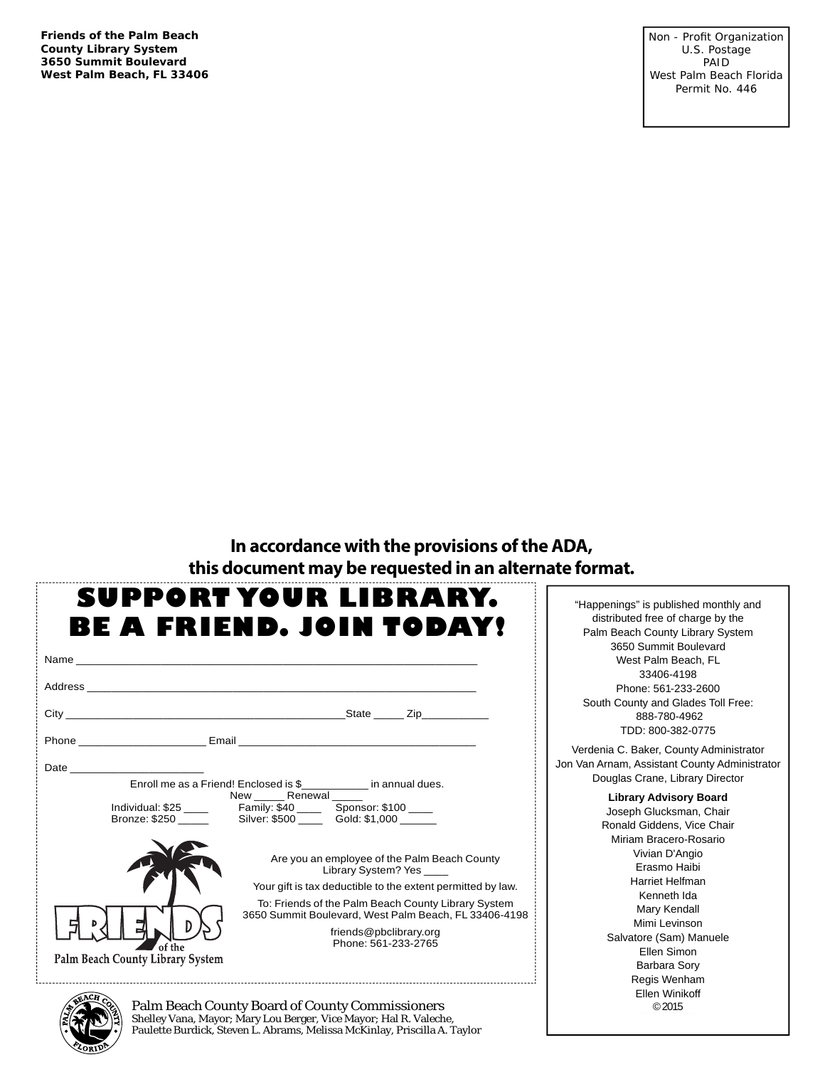**Friends of the Palm Beach County Library System**
**3650 Summit Boulevard**
**West Palm Beach, FL 33406**

Non - Profit Organization
U.S. Postage
PAID
West Palm Beach Florida
Permit No. 446

**In accordance with the provisions of the ADA, this document may be requested in an alternate format.**

# SUPPORT YOUR LIBRARY. BE A FRIEND. JOIN TODAY!

Name ___________________________________________________________

Address _________________________________________________________

City ___________________________________________ State _____ Zip___________

Phone _____________________ Email ______________________________________

Date ______________________

Enroll me as a Friend! Enclosed is $___________ in annual dues.

New _____ Renewal _____

Individual: $25 ____ Family: $40 ____ Sponsor: $100 ____

Bronze: $250 _____ Silver: $500 ____ Gold: $1,000 ______

FRIENDS of the Palm Beach County Library System

Are you an employee of the Palm Beach County Library System? Yes ____

Your gift is tax deductible to the extent permitted by law.

To: Friends of the Palm Beach County Library System
3650 Summit Boulevard, West Palm Beach, FL 33406-4198

friends@pbclibrary.org
Phone: 561-233-2765

"Happenings" is published monthly and distributed free of charge by the
Palm Beach County Library System
3650 Summit Boulevard
West Palm Beach, FL
33406-4198
Phone: 561-233-2600
South County and Glades Toll Free:
888-780-4962
TDD: 800-382-0775

Verdenia C. Baker, County Administrator
Jon Van Arnam, Assistant County Administrator
Douglas Crane, Library Director

**Library Advisory Board**
Joseph Glucksman, Chair
Ronald Giddens, Vice Chair
Miriam Bracero-Rosario
Vivian D'Angio
Erasmo Haibi
Harriet Helfman
Kenneth Ida
Mary Kendall
Mimi Levinson
Salvatore (Sam) Manuele
Ellen Simon
Barbara Sory
Regis Wenham
Ellen Winikoff
© 2015

Palm Beach County Board of County Commissioners
Shelley Vana, Mayor; Mary Lou Berger, Vice Mayor; Hal R. Valeche, Paulette Burdick, Steven L. Abrams, Melissa McKinlay, Priscilla A. Taylor